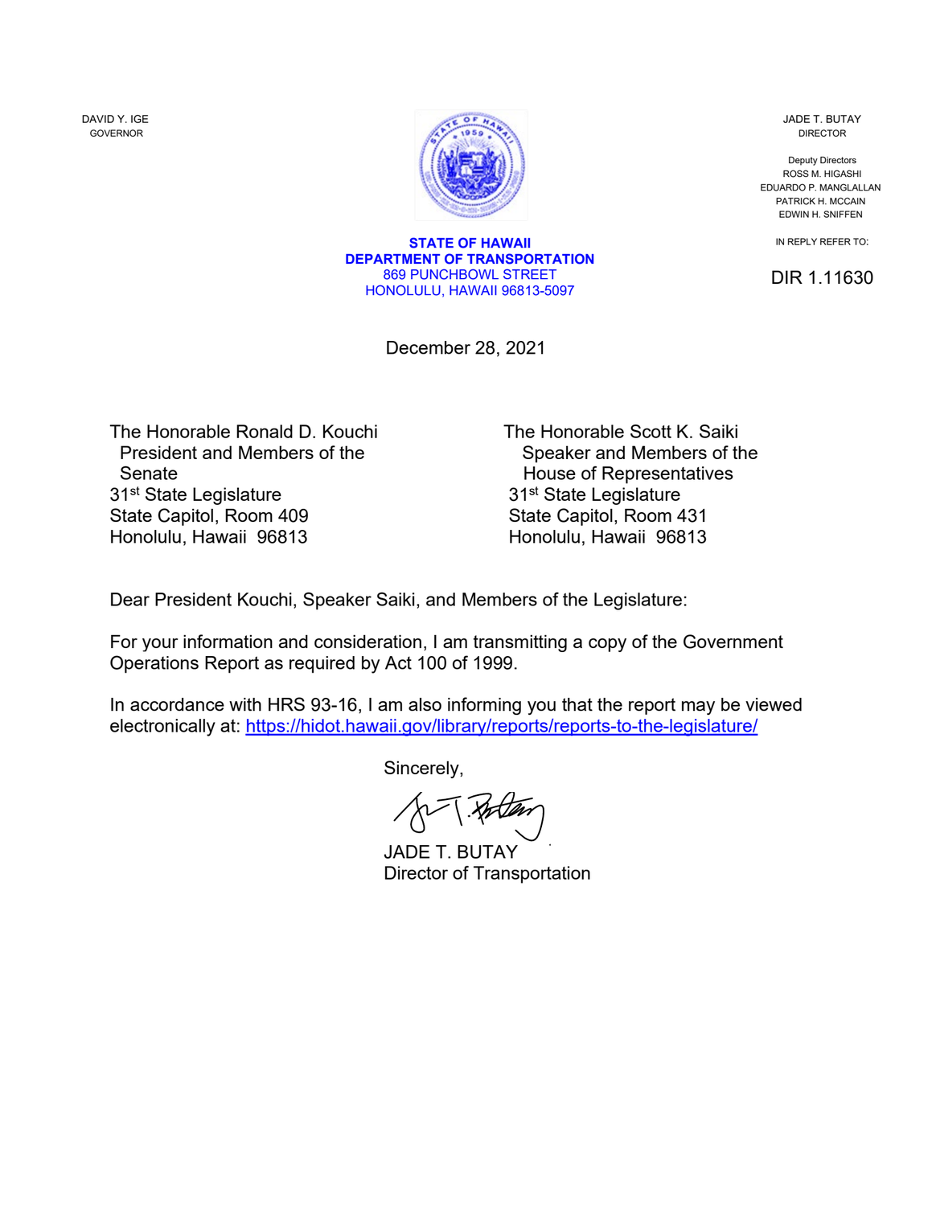DAVID Y. IGE
GOVERNOR

JADE T. BUTAY
DIRECTOR

Deputy Directors
ROSS M. HIGASHI
EDUARDO P. MANGLALLAN
PATRICK H. MCCAIN
EDWIN H. SNIFFEN

**STATE OF HAWAII**
**DEPARTMENT OF TRANSPORTATION**
869 PUNCHBOWL STREET
HONOLULU, HAWAII 96813-5097

IN REPLY REFER TO:

DIR 1.11630

December 28, 2021

The Honorable Ronald D. Kouchi
President and Members of the Senate
31st State Legislature
State Capitol, Room 409
Honolulu, Hawaii 96813

The Honorable Scott K. Saiki
Speaker and Members of the House of Representatives
31st State Legislature
State Capitol, Room 431
Honolulu, Hawaii 96813

Dear President Kouchi, Speaker Saiki, and Members of the Legislature:

For your information and consideration, I am transmitting a copy of the Government Operations Report as required by Act 100 of 1999.

In accordance with HRS 93-16, I am also informing you that the report may be viewed electronically at: https://hidot.hawaii.gov/library/reports/reports-to-the-legislature/

Sincerely,

JADE T. BUTAY
Director of Transportation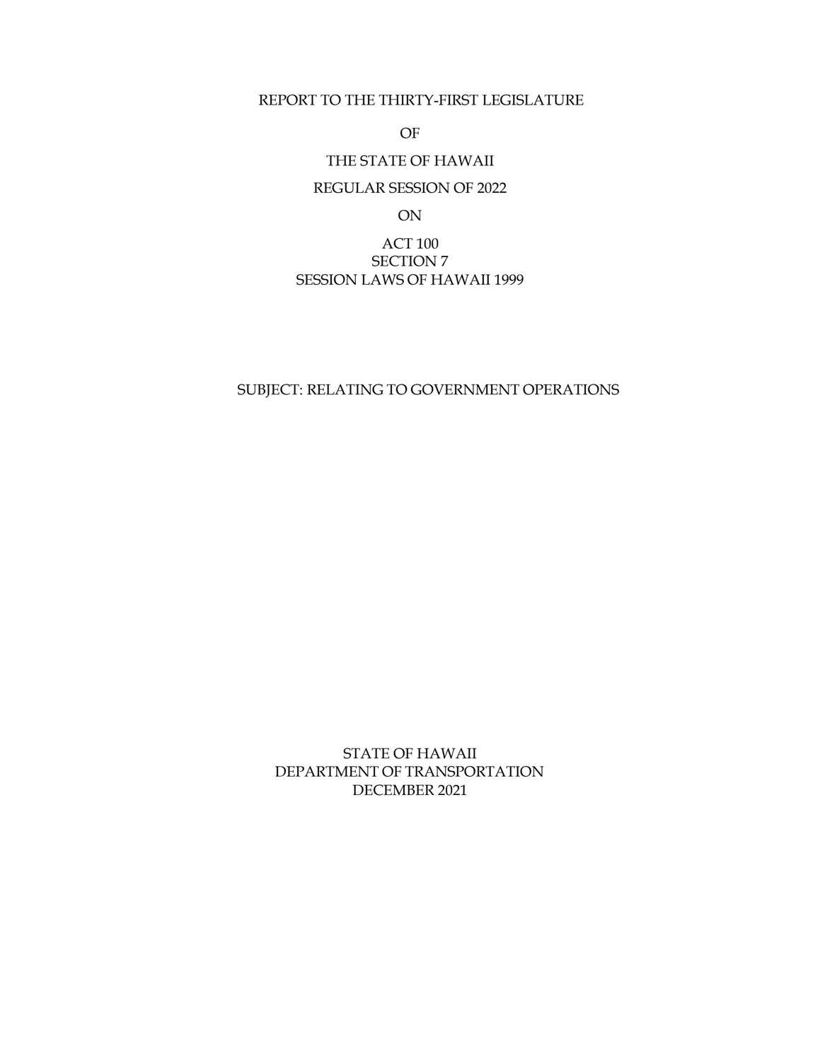REPORT TO THE THIRTY-FIRST LEGISLATURE

OF

THE STATE OF HAWAII

REGULAR SESSION OF 2022

ON

ACT 100
SECTION 7
SESSION LAWS OF HAWAII 1999

SUBJECT: RELATING TO GOVERNMENT OPERATIONS

STATE OF HAWAII
DEPARTMENT OF TRANSPORTATION
DECEMBER 2021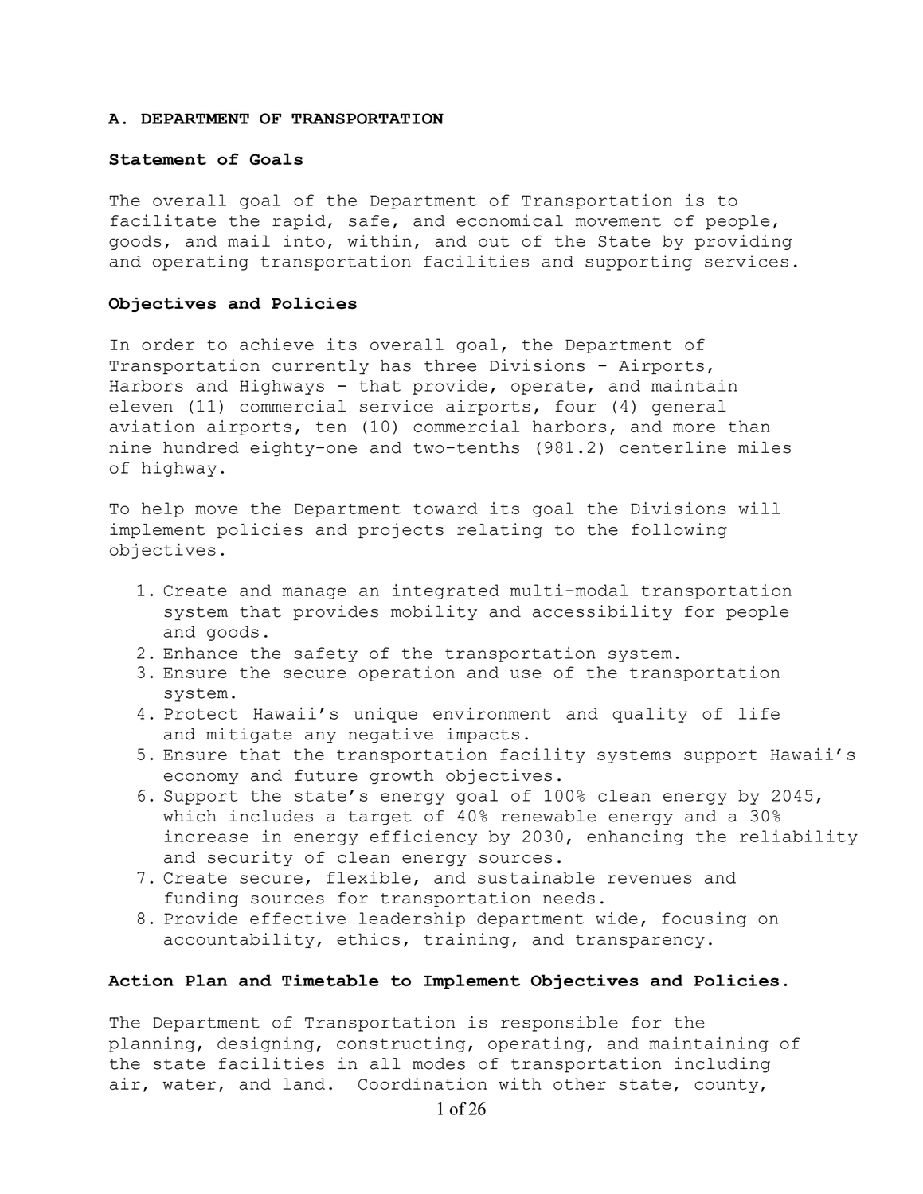## A. DEPARTMENT OF TRANSPORTATION

### Statement of Goals

The overall goal of the Department of Transportation is to facilitate the rapid, safe, and economical movement of people, goods, and mail into, within, and out of the State by providing and operating transportation facilities and supporting services.

### Objectives and Policies

In order to achieve its overall goal, the Department of Transportation currently has three Divisions - Airports, Harbors and Highways - that provide, operate, and maintain eleven (11) commercial service airports, four (4) general aviation airports, ten (10) commercial harbors, and more than nine hundred eighty-one and two-tenths (981.2) centerline miles of highway.

To help move the Department toward its goal the Divisions will implement policies and projects relating to the following objectives.

1. Create and manage an integrated multi-modal transportation system that provides mobility and accessibility for people and goods.
2. Enhance the safety of the transportation system.
3. Ensure the secure operation and use of the transportation system.
4. Protect Hawaii's unique environment and quality of life and mitigate any negative impacts.
5. Ensure that the transportation facility systems support Hawaii's economy and future growth objectives.
6. Support the state's energy goal of 100% clean energy by 2045, which includes a target of 40% renewable energy and a 30% increase in energy efficiency by 2030, enhancing the reliability and security of clean energy sources.
7. Create secure, flexible, and sustainable revenues and funding sources for transportation needs.
8. Provide effective leadership department wide, focusing on accountability, ethics, training, and transparency.

### Action Plan and Timetable to Implement Objectives and Policies.

The Department of Transportation is responsible for the planning, designing, constructing, operating, and maintaining of the state facilities in all modes of transportation including air, water, and land. Coordination with other state, county,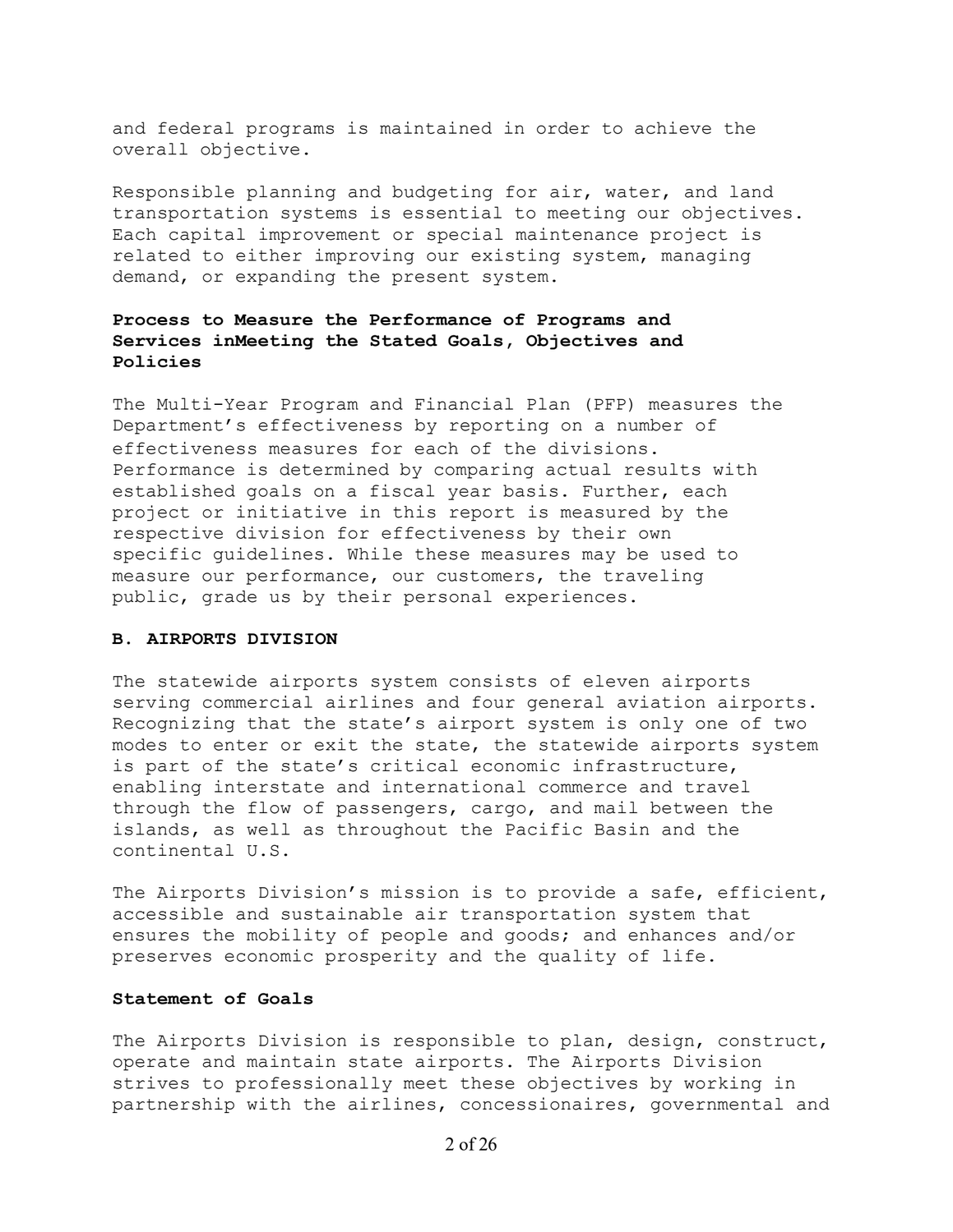and federal programs is maintained in order to achieve the overall objective.

Responsible planning and budgeting for air, water, and land transportation systems is essential to meeting our objectives. Each capital improvement or special maintenance project is related to either improving our existing system, managing demand, or expanding the present system.

**Process to Measure the Performance of Programs and Services inMeeting the Stated Goals, Objectives and Policies**

The Multi-Year Program and Financial Plan (PFP) measures the Department's effectiveness by reporting on a number of effectiveness measures for each of the divisions. Performance is determined by comparing actual results with established goals on a fiscal year basis. Further, each project or initiative in this report is measured by the respective division for effectiveness by their own specific guidelines. While these measures may be used to measure our performance, our customers, the traveling public, grade us by their personal experiences.

**B. AIRPORTS DIVISION**

The statewide airports system consists of eleven airports serving commercial airlines and four general aviation airports. Recognizing that the state's airport system is only one of two modes to enter or exit the state, the statewide airports system is part of the state's critical economic infrastructure, enabling interstate and international commerce and travel through the flow of passengers, cargo, and mail between the islands, as well as throughout the Pacific Basin and the continental U.S.

The Airports Division's mission is to provide a safe, efficient, accessible and sustainable air transportation system that ensures the mobility of people and goods; and enhances and/or preserves economic prosperity and the quality of life.

**Statement of Goals**

The Airports Division is responsible to plan, design, construct, operate and maintain state airports. The Airports Division strives to professionally meet these objectives by working in partnership with the airlines, concessionaires, governmental and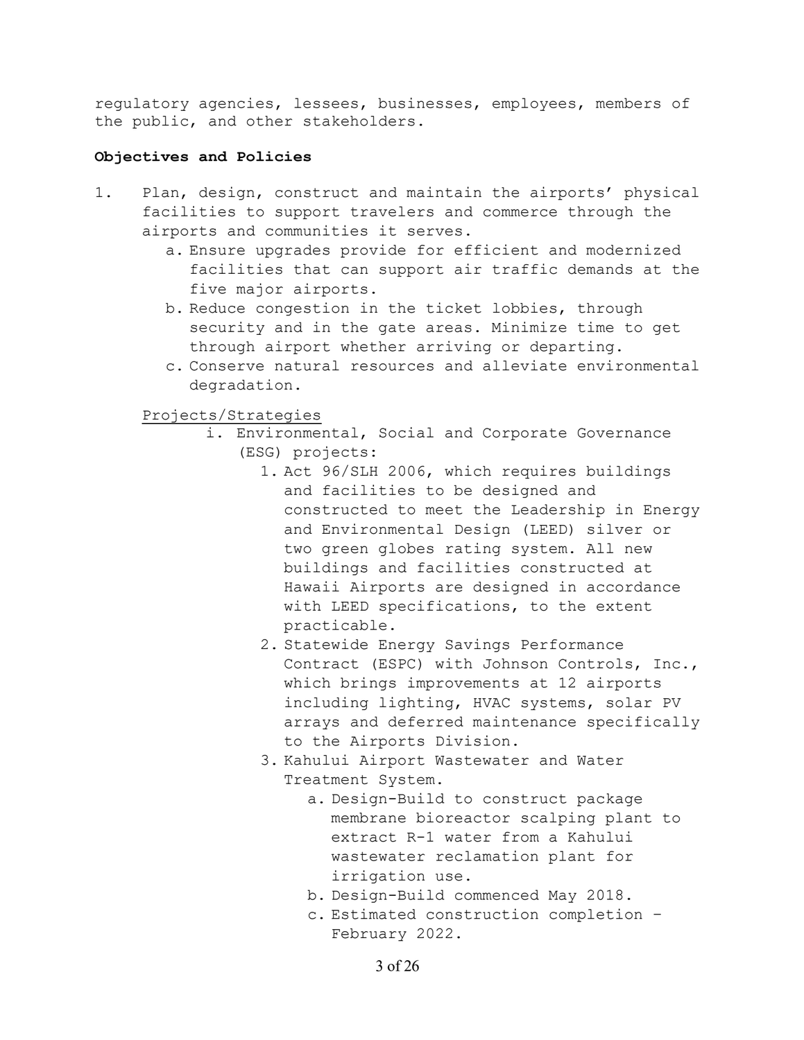regulatory agencies, lessees, businesses, employees, members of the public, and other stakeholders.

**Objectives and Policies**

1. Plan, design, construct and maintain the airports' physical facilities to support travelers and commerce through the airports and communities it serves.
   a. Ensure upgrades provide for efficient and modernized facilities that can support air traffic demands at the five major airports.
   b. Reduce congestion in the ticket lobbies, through security and in the gate areas. Minimize time to get through airport whether arriving or departing.
   c. Conserve natural resources and alleviate environmental degradation.

   Projects/Strategies

   i. Environmental, Social and Corporate Governance (ESG) projects:
      1. Act 96/SLH 2006, which requires buildings and facilities to be designed and constructed to meet the Leadership in Energy and Environmental Design (LEED) silver or two green globes rating system. All new buildings and facilities constructed at Hawaii Airports are designed in accordance with LEED specifications, to the extent practicable.
      2. Statewide Energy Savings Performance Contract (ESPC) with Johnson Controls, Inc., which brings improvements at 12 airports including lighting, HVAC systems, solar PV arrays and deferred maintenance specifically to the Airports Division.
      3. Kahului Airport Wastewater and Water Treatment System.
         a. Design-Build to construct package membrane bioreactor scalping plant to extract R-1 water from a Kahului wastewater reclamation plant for irrigation use.
         b. Design-Build commenced May 2018.
         c. Estimated construction completion – February 2022.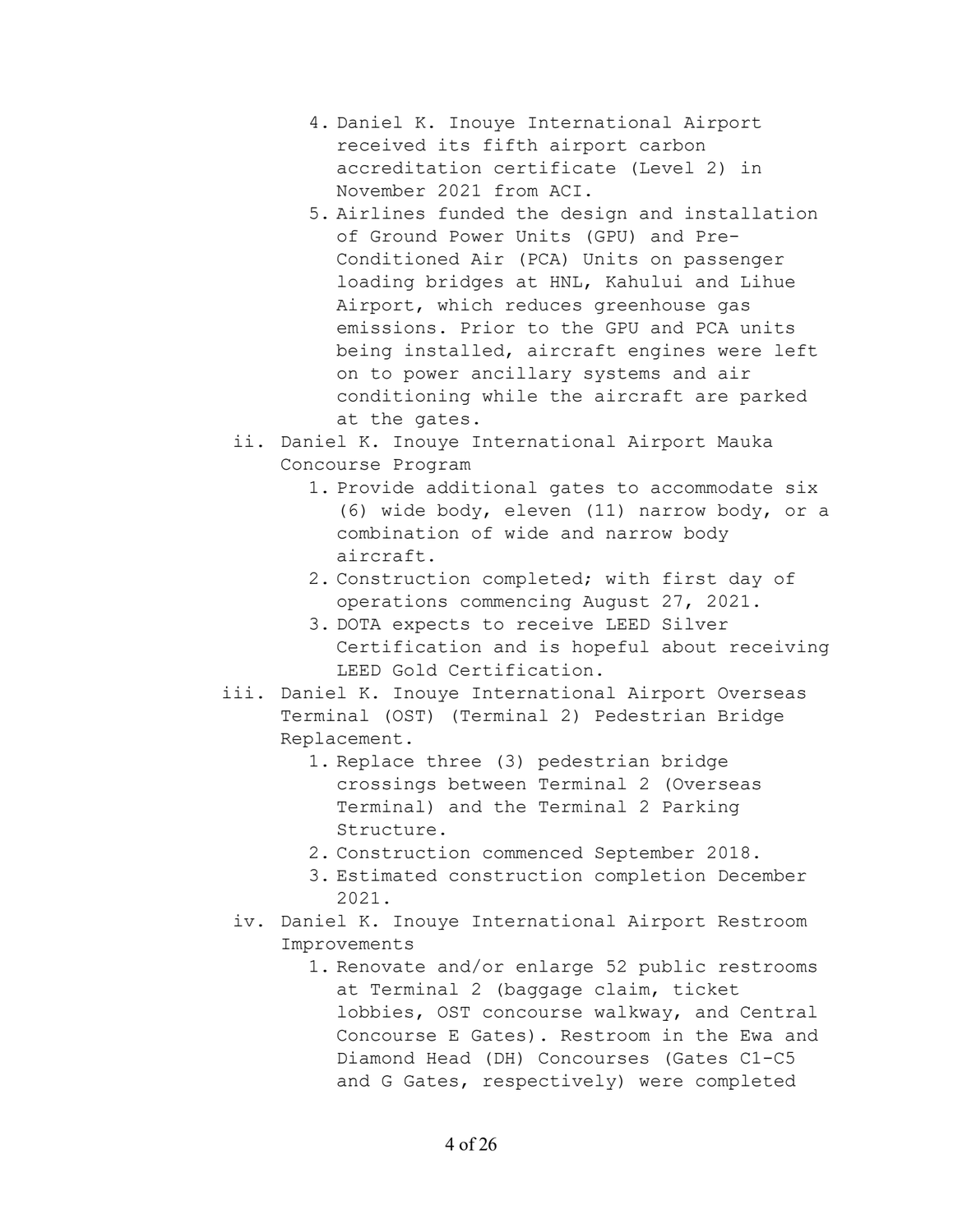4. Daniel K. Inouye International Airport received its fifth airport carbon accreditation certificate (Level 2) in November 2021 from ACI.
5. Airlines funded the design and installation of Ground Power Units (GPU) and Pre-Conditioned Air (PCA) Units on passenger loading bridges at HNL, Kahului and Lihue Airport, which reduces greenhouse gas emissions. Prior to the GPU and PCA units being installed, aircraft engines were left on to power ancillary systems and air conditioning while the aircraft are parked at the gates.

ii. Daniel K. Inouye International Airport Mauka Concourse Program
   1. Provide additional gates to accommodate six (6) wide body, eleven (11) narrow body, or a combination of wide and narrow body aircraft.
   2. Construction completed; with first day of operations commencing August 27, 2021.
   3. DOTA expects to receive LEED Silver Certification and is hopeful about receiving LEED Gold Certification.

iii. Daniel K. Inouye International Airport Overseas Terminal (OST) (Terminal 2) Pedestrian Bridge Replacement.
   1. Replace three (3) pedestrian bridge crossings between Terminal 2 (Overseas Terminal) and the Terminal 2 Parking Structure.
   2. Construction commenced September 2018.
   3. Estimated construction completion December 2021.

iv. Daniel K. Inouye International Airport Restroom Improvements
   1. Renovate and/or enlarge 52 public restrooms at Terminal 2 (baggage claim, ticket lobbies, OST concourse walkway, and Central Concourse E Gates). Restroom in the Ewa and Diamond Head (DH) Concourses (Gates C1-C5 and G Gates, respectively) were completed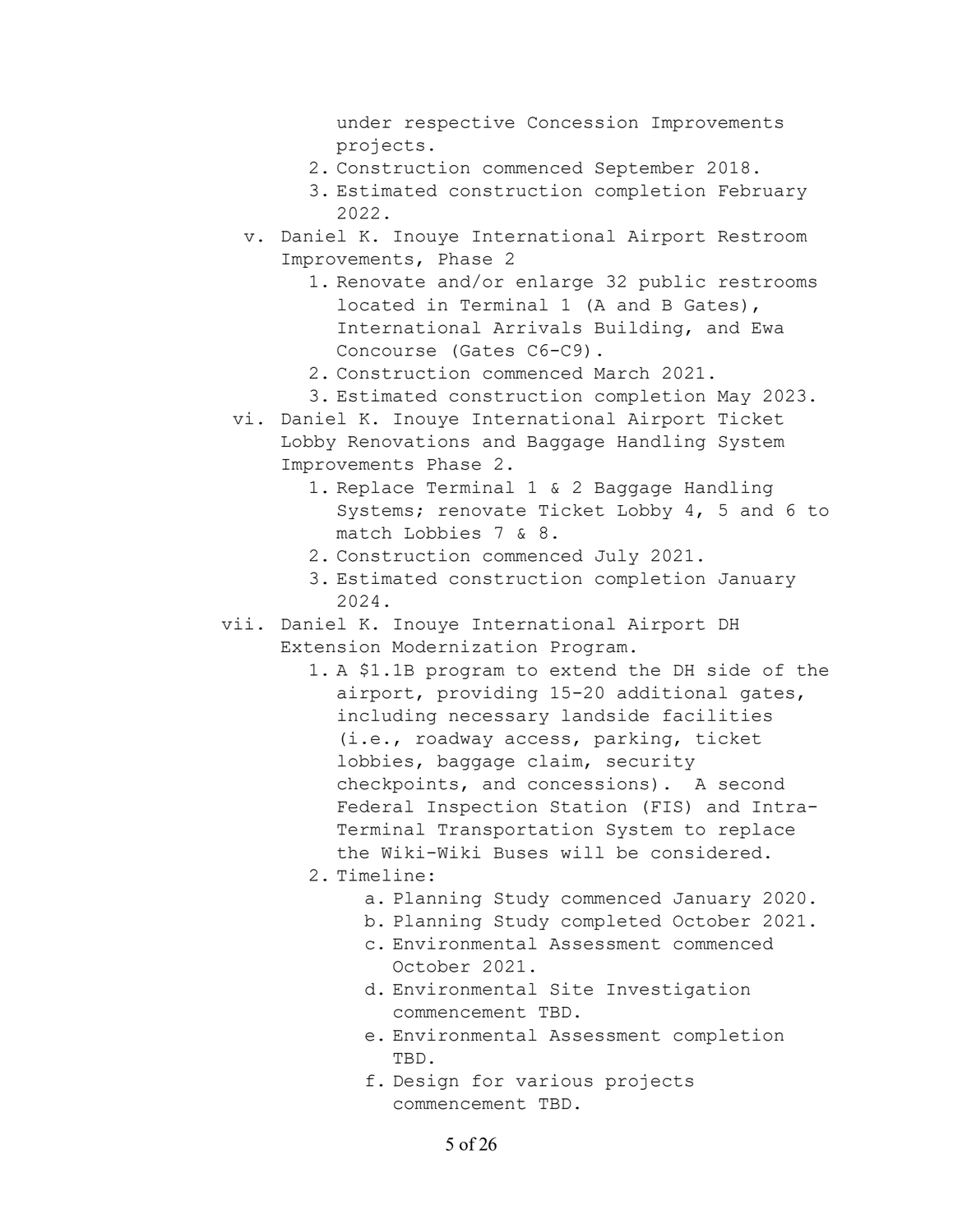under respective Concession Improvements projects.
   2. Construction commenced September 2018.
   3. Estimated construction completion February 2022.

v. Daniel K. Inouye International Airport Restroom Improvements, Phase 2
   1. Renovate and/or enlarge 32 public restrooms located in Terminal 1 (A and B Gates), International Arrivals Building, and Ewa Concourse (Gates C6-C9).
   2. Construction commenced March 2021.
   3. Estimated construction completion May 2023.

vi. Daniel K. Inouye International Airport Ticket Lobby Renovations and Baggage Handling System Improvements Phase 2.
   1. Replace Terminal 1 & 2 Baggage Handling Systems; renovate Ticket Lobby 4, 5 and 6 to match Lobbies 7 & 8.
   2. Construction commenced July 2021.
   3. Estimated construction completion January 2024.

vii. Daniel K. Inouye International Airport DH Extension Modernization Program.
   1. A $1.1B program to extend the DH side of the airport, providing 15-20 additional gates, including necessary landside facilities (i.e., roadway access, parking, ticket lobbies, baggage claim, security checkpoints, and concessions). A second Federal Inspection Station (FIS) and Intra-Terminal Transportation System to replace the Wiki-Wiki Buses will be considered.
   2. Timeline:
      a. Planning Study commenced January 2020.
      b. Planning Study completed October 2021.
      c. Environmental Assessment commenced October 2021.
      d. Environmental Site Investigation commencement TBD.
      e. Environmental Assessment completion TBD.
      f. Design for various projects commencement TBD.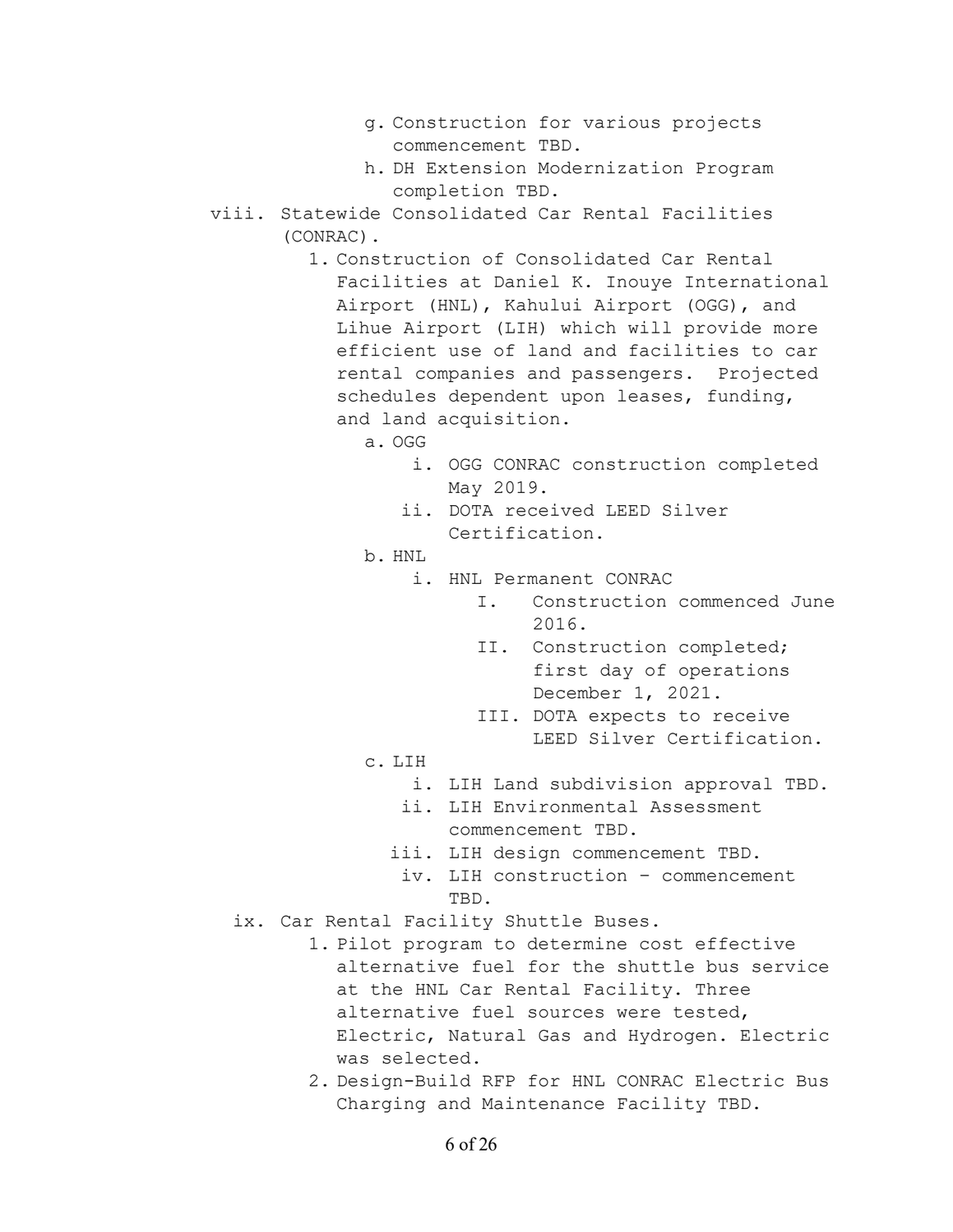- g. Construction for various projects commencement TBD.
- h. DH Extension Modernization Program completion TBD.

viii. Statewide Consolidated Car Rental Facilities (CONRAC).

1. Construction of Consolidated Car Rental Facilities at Daniel K. Inouye International Airport (HNL), Kahului Airport (OGG), and Lihue Airport (LIH) which will provide more efficient use of land and facilities to car rental companies and passengers. Projected schedules dependent upon leases, funding, and land acquisition.
   - a. OGG
     - i. OGG CONRAC construction completed May 2019.
     - ii. DOTA received LEED Silver Certification.
   - b. HNL
     - i. HNL Permanent CONRAC
       - I. Construction commenced June 2016.
       - II. Construction completed; first day of operations December 1, 2021.
       - III. DOTA expects to receive LEED Silver Certification.
   - c. LIH
     - i. LIH Land subdivision approval TBD.
     - ii. LIH Environmental Assessment commencement TBD.
     - iii. LIH design commencement TBD.
     - iv. LIH construction – commencement TBD.

ix. Car Rental Facility Shuttle Buses.

1. Pilot program to determine cost effective alternative fuel for the shuttle bus service at the HNL Car Rental Facility. Three alternative fuel sources were tested, Electric, Natural Gas and Hydrogen. Electric was selected.
2. Design-Build RFP for HNL CONRAC Electric Bus Charging and Maintenance Facility TBD.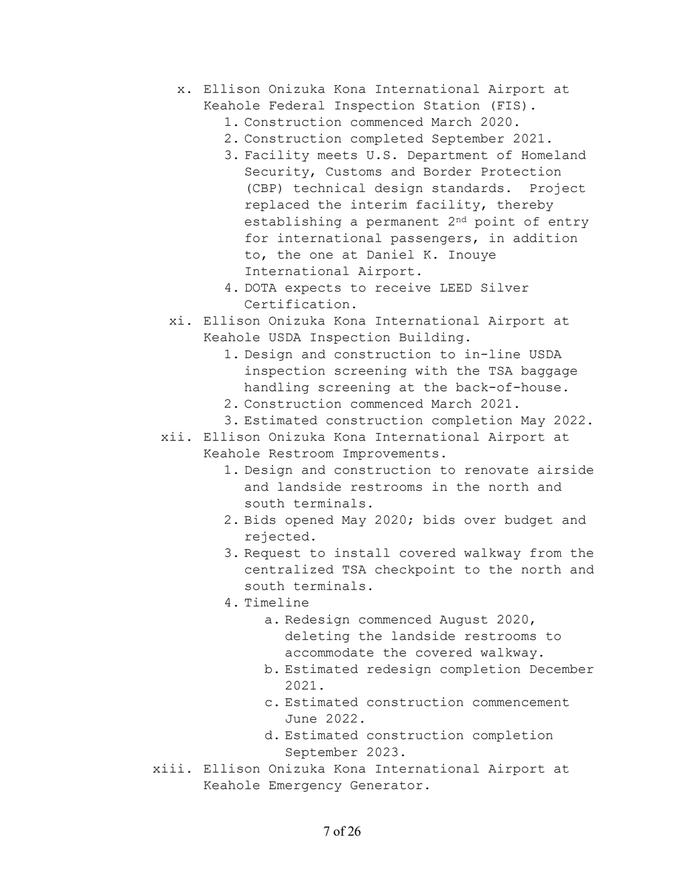x. Ellison Onizuka Kona International Airport at Keahole Federal Inspection Station (FIS).
   1. Construction commenced March 2020.
   2. Construction completed September 2021.
   3. Facility meets U.S. Department of Homeland Security, Customs and Border Protection (CBP) technical design standards. Project replaced the interim facility, thereby establishing a permanent 2nd point of entry for international passengers, in addition to, the one at Daniel K. Inouye International Airport.
   4. DOTA expects to receive LEED Silver Certification.

xi. Ellison Onizuka Kona International Airport at Keahole USDA Inspection Building.
   1. Design and construction to in-line USDA inspection screening with the TSA baggage handling screening at the back-of-house.
   2. Construction commenced March 2021.
   3. Estimated construction completion May 2022.

xii. Ellison Onizuka Kona International Airport at Keahole Restroom Improvements.
   1. Design and construction to renovate airside and landside restrooms in the north and south terminals.
   2. Bids opened May 2020; bids over budget and rejected.
   3. Request to install covered walkway from the centralized TSA checkpoint to the north and south terminals.
   4. Timeline
      a. Redesign commenced August 2020, deleting the landside restrooms to accommodate the covered walkway.
      b. Estimated redesign completion December 2021.
      c. Estimated construction commencement June 2022.
      d. Estimated construction completion September 2023.

xiii. Ellison Onizuka Kona International Airport at Keahole Emergency Generator.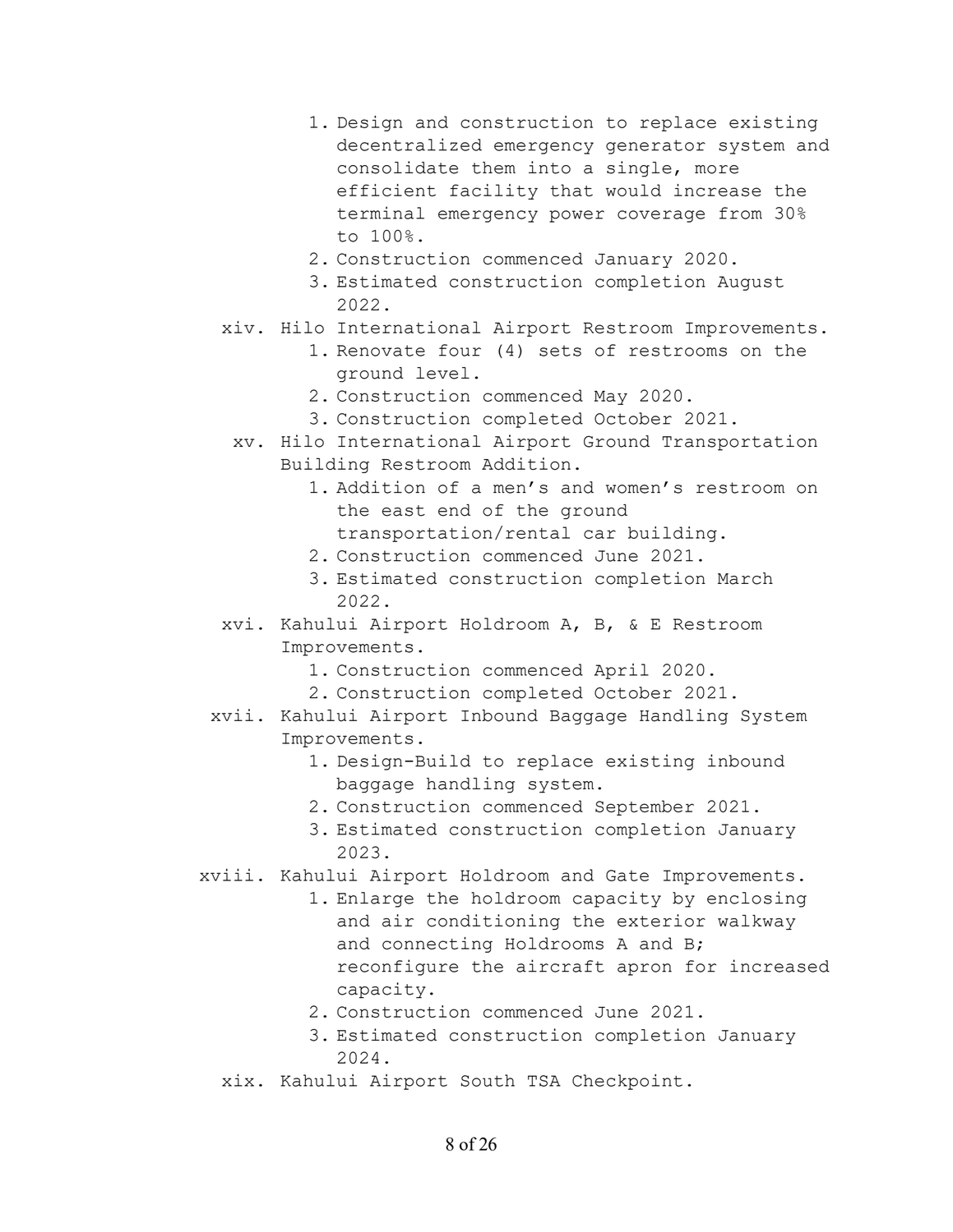1. Design and construction to replace existing decentralized emergency generator system and consolidate them into a single, more efficient facility that would increase the terminal emergency power coverage from 30% to 100%.
2. Construction commenced January 2020.
3. Estimated construction completion August 2022.

xiv. Hilo International Airport Restroom Improvements.

1. Renovate four (4) sets of restrooms on the ground level.
2. Construction commenced May 2020.
3. Construction completed October 2021.

xv. Hilo International Airport Ground Transportation Building Restroom Addition.

1. Addition of a men's and women's restroom on the east end of the ground transportation/rental car building.
2. Construction commenced June 2021.
3. Estimated construction completion March 2022.

xvi. Kahului Airport Holdroom A, B, & E Restroom Improvements.

1. Construction commenced April 2020.
2. Construction completed October 2021.

xvii. Kahului Airport Inbound Baggage Handling System Improvements.

1. Design-Build to replace existing inbound baggage handling system.
2. Construction commenced September 2021.
3. Estimated construction completion January 2023.

xviii. Kahului Airport Holdroom and Gate Improvements.

1. Enlarge the holdroom capacity by enclosing and air conditioning the exterior walkway and connecting Holdrooms A and B; reconfigure the aircraft apron for increased capacity.
2. Construction commenced June 2021.
3. Estimated construction completion January 2024.

xix. Kahului Airport South TSA Checkpoint.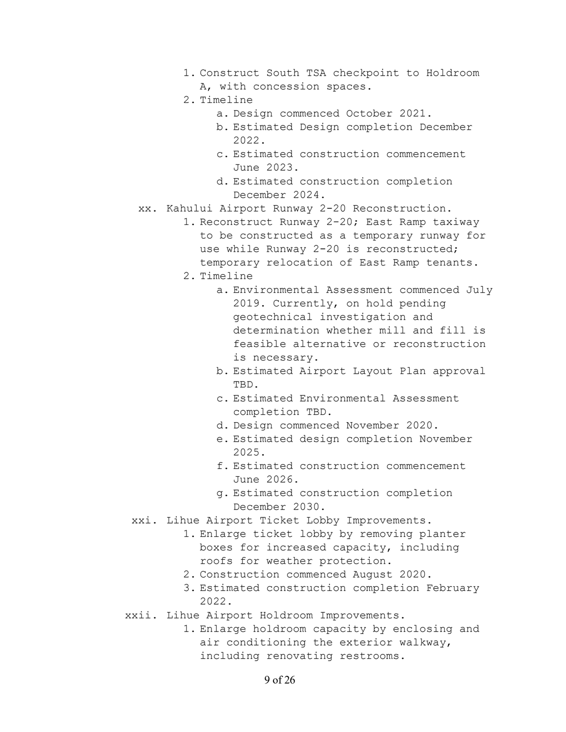1. Construct South TSA checkpoint to Holdroom A, with concession spaces.
2. Timeline
    a. Design commenced October 2021.
    b. Estimated Design completion December 2022.
    c. Estimated construction commencement June 2023.
    d. Estimated construction completion December 2024.

xx. Kahului Airport Runway 2-20 Reconstruction.

1. Reconstruct Runway 2-20; East Ramp taxiway to be constructed as a temporary runway for use while Runway 2-20 is reconstructed; temporary relocation of East Ramp tenants.
2. Timeline
    a. Environmental Assessment commenced July 2019. Currently, on hold pending geotechnical investigation and determination whether mill and fill is feasible alternative or reconstruction is necessary.
    b. Estimated Airport Layout Plan approval TBD.
    c. Estimated Environmental Assessment completion TBD.
    d. Design commenced November 2020.
    e. Estimated design completion November 2025.
    f. Estimated construction commencement June 2026.
    g. Estimated construction completion December 2030.

xxi. Lihue Airport Ticket Lobby Improvements.

1. Enlarge ticket lobby by removing planter boxes for increased capacity, including roofs for weather protection.
2. Construction commenced August 2020.
3. Estimated construction completion February 2022.

xxii. Lihue Airport Holdroom Improvements.

1. Enlarge holdroom capacity by enclosing and air conditioning the exterior walkway, including renovating restrooms.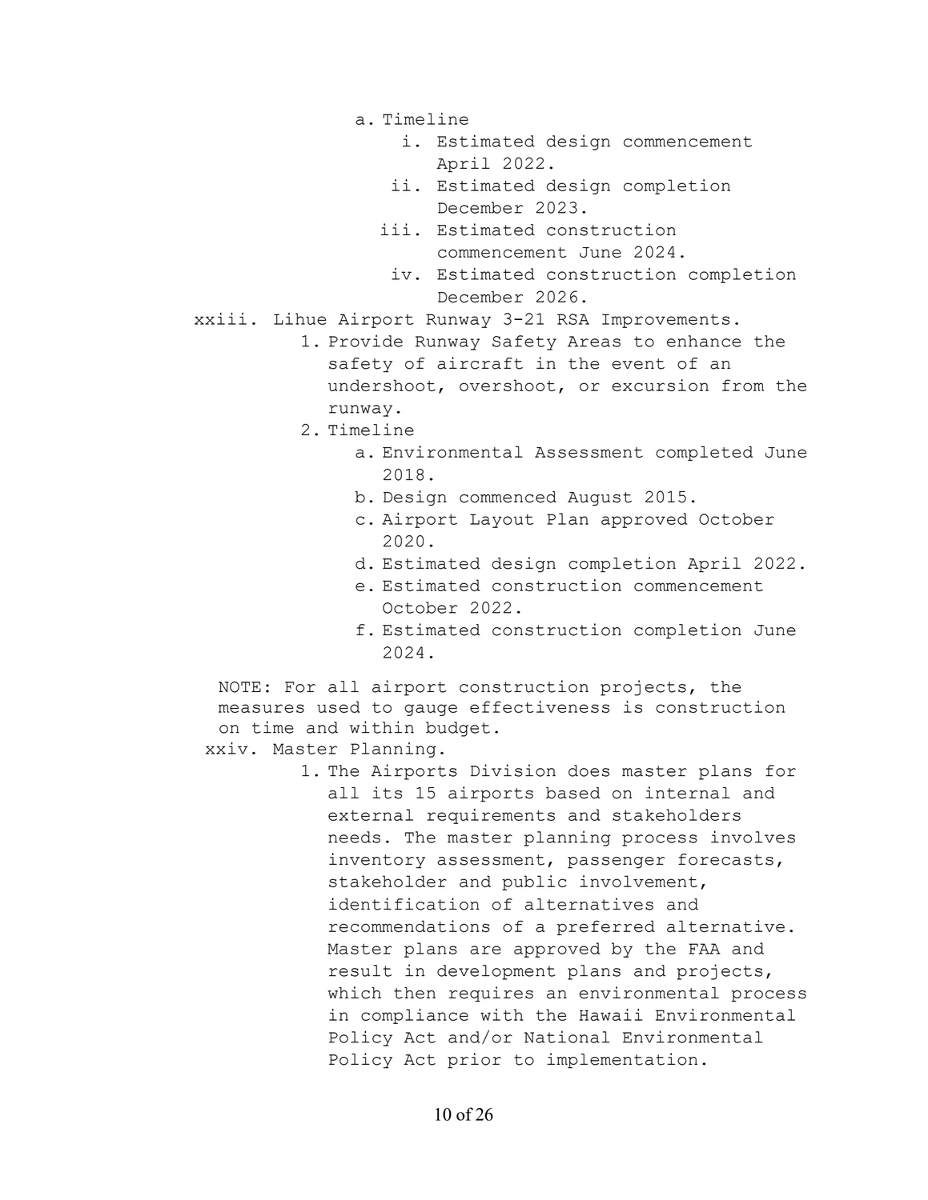a. Timeline
   i. Estimated design commencement April 2022.
   ii. Estimated design completion December 2023.
   iii. Estimated construction commencement June 2024.
   iv. Estimated construction completion December 2026.

xxiii. Lihue Airport Runway 3-21 RSA Improvements.

1. Provide Runway Safety Areas to enhance the safety of aircraft in the event of an undershoot, overshoot, or excursion from the runway.
2. Timeline
   a. Environmental Assessment completed June 2018.
   b. Design commenced August 2015.
   c. Airport Layout Plan approved October 2020.
   d. Estimated design completion April 2022.
   e. Estimated construction commencement October 2022.
   f. Estimated construction completion June 2024.

NOTE: For all airport construction projects, the measures used to gauge effectiveness is construction on time and within budget.

xxiv. Master Planning.

1. The Airports Division does master plans for all its 15 airports based on internal and external requirements and stakeholders needs. The master planning process involves inventory assessment, passenger forecasts, stakeholder and public involvement, identification of alternatives and recommendations of a preferred alternative. Master plans are approved by the FAA and result in development plans and projects, which then requires an environmental process in compliance with the Hawaii Environmental Policy Act and/or National Environmental Policy Act prior to implementation.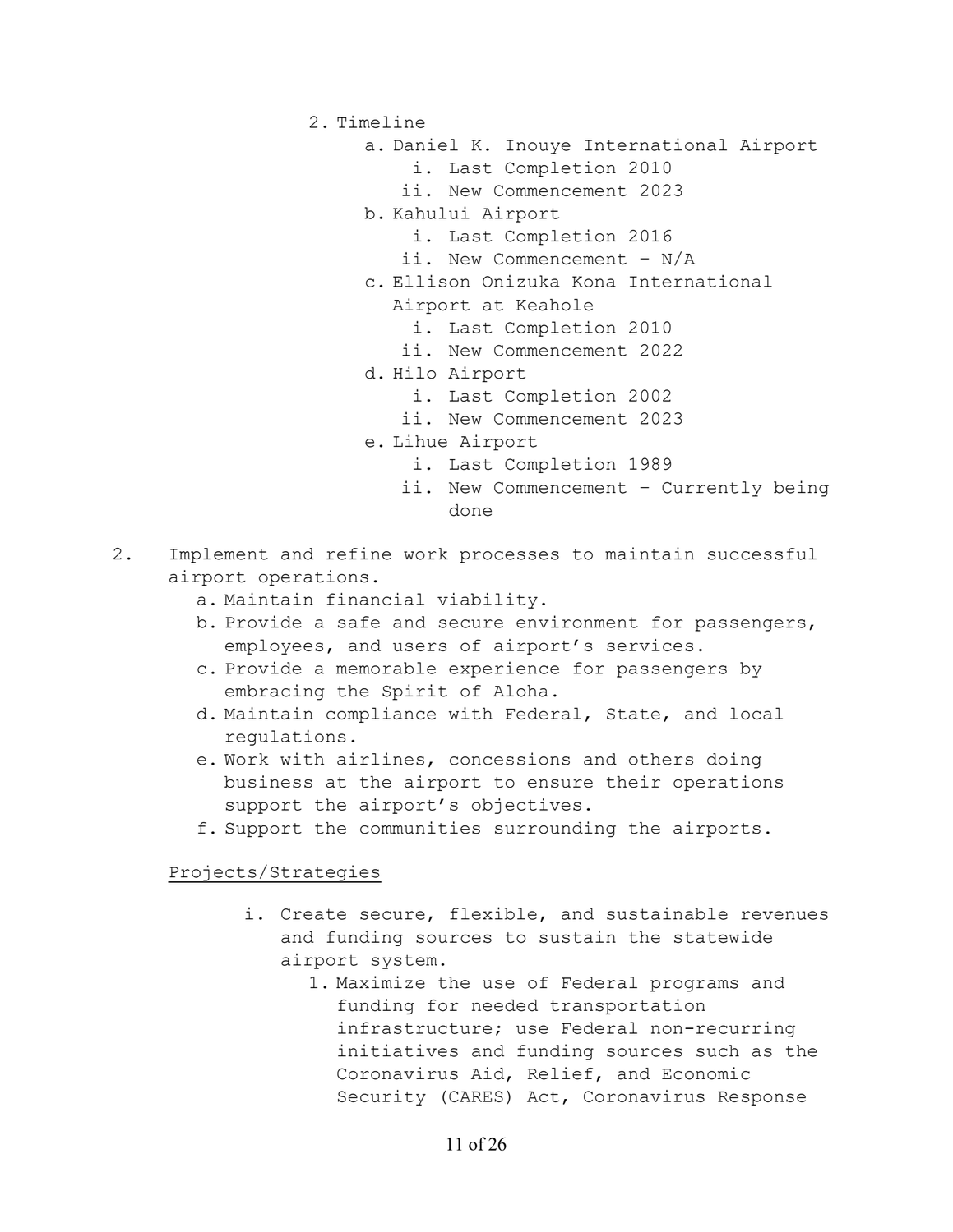2. Timeline
    a. Daniel K. Inouye International Airport
        i. Last Completion 2010
        ii. New Commencement 2023
    b. Kahului Airport
        i. Last Completion 2016
        ii. New Commencement – N/A
    c. Ellison Onizuka Kona International Airport at Keahole
        i. Last Completion 2010
        ii. New Commencement 2022
    d. Hilo Airport
        i. Last Completion 2002
        ii. New Commencement 2023
    e. Lihue Airport
        i. Last Completion 1989
        ii. New Commencement – Currently being done

2. Implement and refine work processes to maintain successful airport operations.
    a. Maintain financial viability.
    b. Provide a safe and secure environment for passengers, employees, and users of airport's services.
    c. Provide a memorable experience for passengers by embracing the Spirit of Aloha.
    d. Maintain compliance with Federal, State, and local regulations.
    e. Work with airlines, concessions and others doing business at the airport to ensure their operations support the airport's objectives.
    f. Support the communities surrounding the airports.

<u>Projects/Strategies</u>

i. Create secure, flexible, and sustainable revenues and funding sources to sustain the statewide airport system.
    1. Maximize the use of Federal programs and funding for needed transportation infrastructure; use Federal non-recurring initiatives and funding sources such as the Coronavirus Aid, Relief, and Economic Security (CARES) Act, Coronavirus Response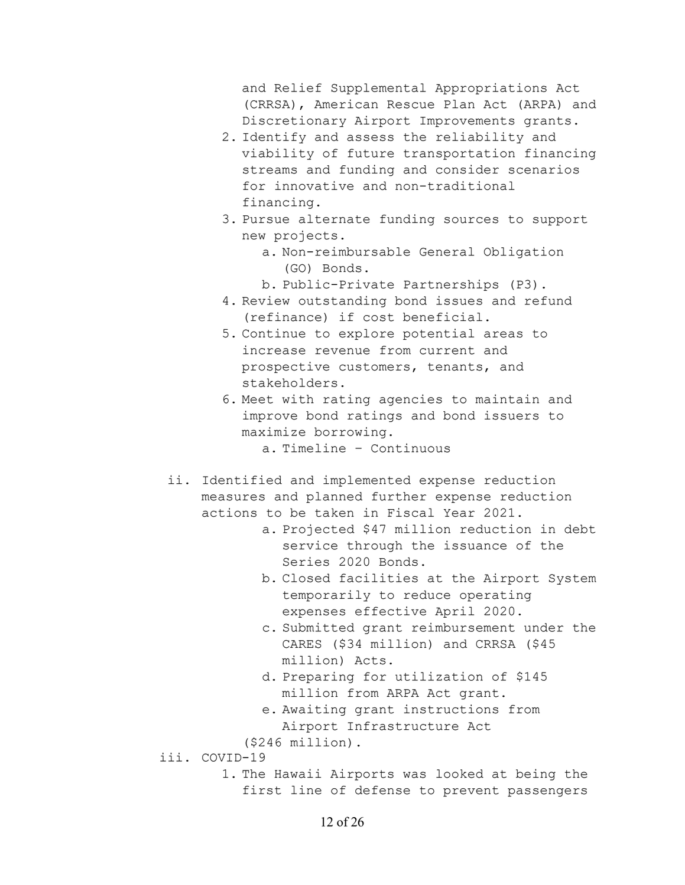and Relief Supplemental Appropriations Act (CRRSA), American Rescue Plan Act (ARPA) and Discretionary Airport Improvements grants.

2. Identify and assess the reliability and viability of future transportation financing streams and funding and consider scenarios for innovative and non-traditional financing.
3. Pursue alternate funding sources to support new projects.
   a. Non-reimbursable General Obligation (GO) Bonds.
   b. Public-Private Partnerships (P3).
4. Review outstanding bond issues and refund (refinance) if cost beneficial.
5. Continue to explore potential areas to increase revenue from current and prospective customers, tenants, and stakeholders.
6. Meet with rating agencies to maintain and improve bond ratings and bond issuers to maximize borrowing.
   a. Timeline – Continuous

ii. Identified and implemented expense reduction measures and planned further expense reduction actions to be taken in Fiscal Year 2021.

   a. Projected $47 million reduction in debt service through the issuance of the Series 2020 Bonds.
   b. Closed facilities at the Airport System temporarily to reduce operating expenses effective April 2020.
   c. Submitted grant reimbursement under the CARES ($34 million) and CRRSA ($45 million) Acts.
   d. Preparing for utilization of $145 million from ARPA Act grant.
   e. Awaiting grant instructions from Airport Infrastructure Act ($246 million).

iii. COVID-19

1. The Hawaii Airports was looked at being the first line of defense to prevent passengers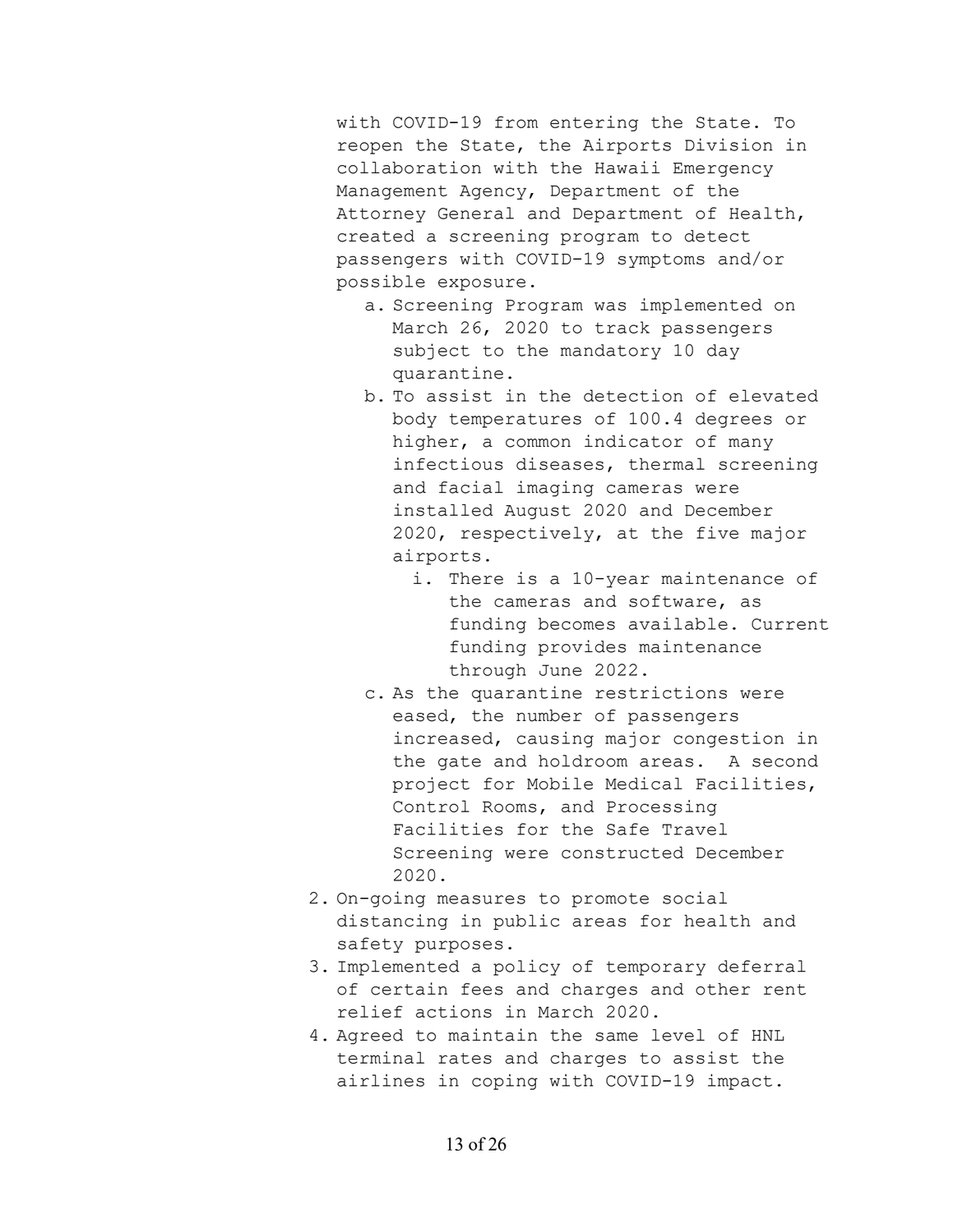with COVID-19 from entering the State. To reopen the State, the Airports Division in collaboration with the Hawaii Emergency Management Agency, Department of the Attorney General and Department of Health, created a screening program to detect passengers with COVID-19 symptoms and/or possible exposure.

   a. Screening Program was implemented on March 26, 2020 to track passengers subject to the mandatory 10 day quarantine.
   b. To assist in the detection of elevated body temperatures of 100.4 degrees or higher, a common indicator of many infectious diseases, thermal screening and facial imaging cameras were installed August 2020 and December 2020, respectively, at the five major airports.
      i. There is a 10-year maintenance of the cameras and software, as funding becomes available. Current funding provides maintenance through June 2022.
   c. As the quarantine restrictions were eased, the number of passengers increased, causing major congestion in the gate and holdroom areas. A second project for Mobile Medical Facilities, Control Rooms, and Processing Facilities for the Safe Travel Screening were constructed December 2020.

2. On-going measures to promote social distancing in public areas for health and safety purposes.
3. Implemented a policy of temporary deferral of certain fees and charges and other rent relief actions in March 2020.
4. Agreed to maintain the same level of HNL terminal rates and charges to assist the airlines in coping with COVID-19 impact.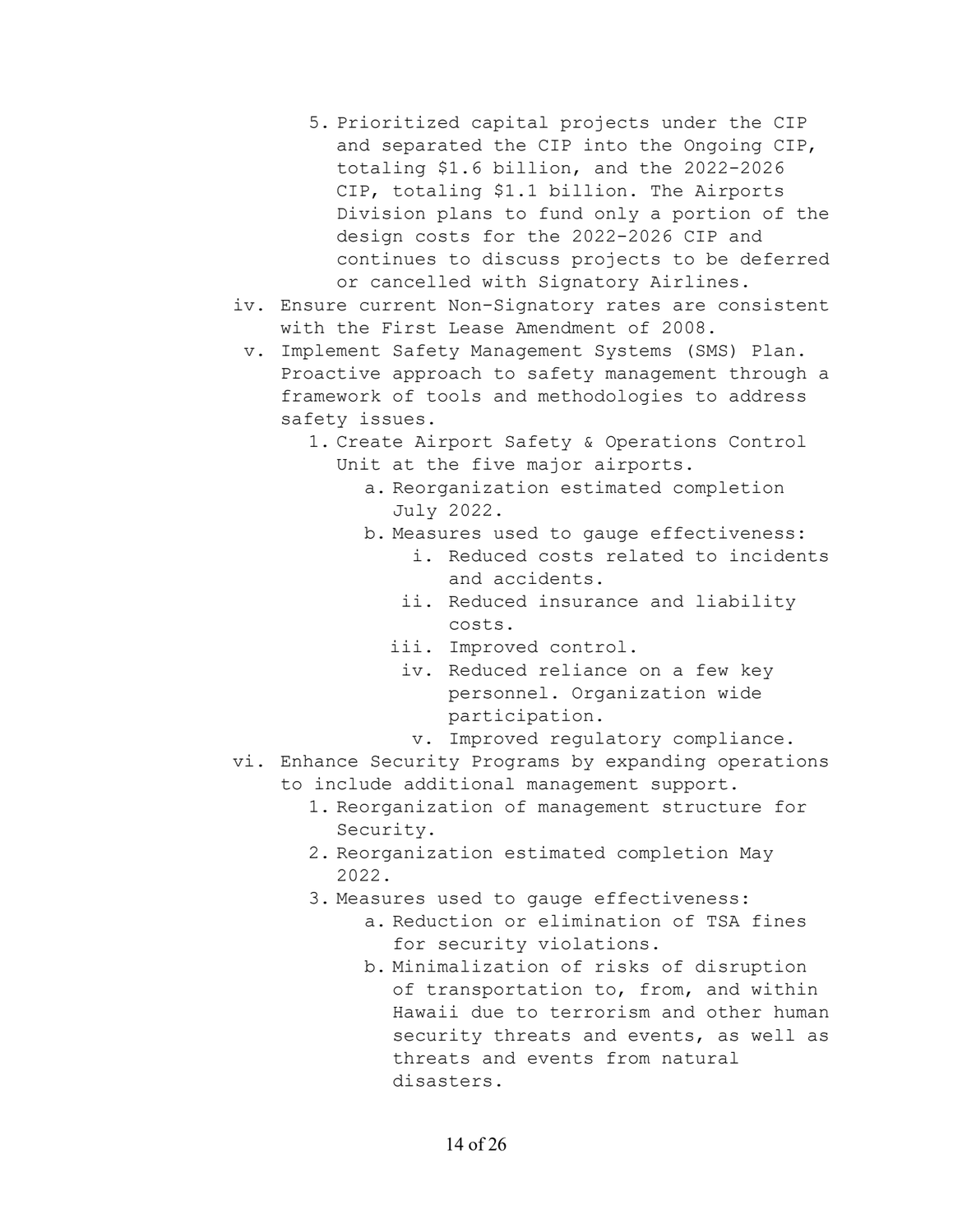5. Prioritized capital projects under the CIP and separated the CIP into the Ongoing CIP, totaling $1.6 billion, and the 2022-2026 CIP, totaling $1.1 billion. The Airports Division plans to fund only a portion of the design costs for the 2022-2026 CIP and continues to discuss projects to be deferred or cancelled with Signatory Airlines.

iv. Ensure current Non-Signatory rates are consistent with the First Lease Amendment of 2008.

v. Implement Safety Management Systems (SMS) Plan. Proactive approach to safety management through a framework of tools and methodologies to address safety issues.
    1. Create Airport Safety & Operations Control Unit at the five major airports.
        a. Reorganization estimated completion July 2022.
        b. Measures used to gauge effectiveness:
            i. Reduced costs related to incidents and accidents.
            ii. Reduced insurance and liability costs.
            iii. Improved control.
            iv. Reduced reliance on a few key personnel. Organization wide participation.
            v. Improved regulatory compliance.

vi. Enhance Security Programs by expanding operations to include additional management support.
    1. Reorganization of management structure for Security.
    2. Reorganization estimated completion May 2022.
    3. Measures used to gauge effectiveness:
        a. Reduction or elimination of TSA fines for security violations.
        b. Minimalization of risks of disruption of transportation to, from, and within Hawaii due to terrorism and other human security threats and events, as well as threats and events from natural disasters.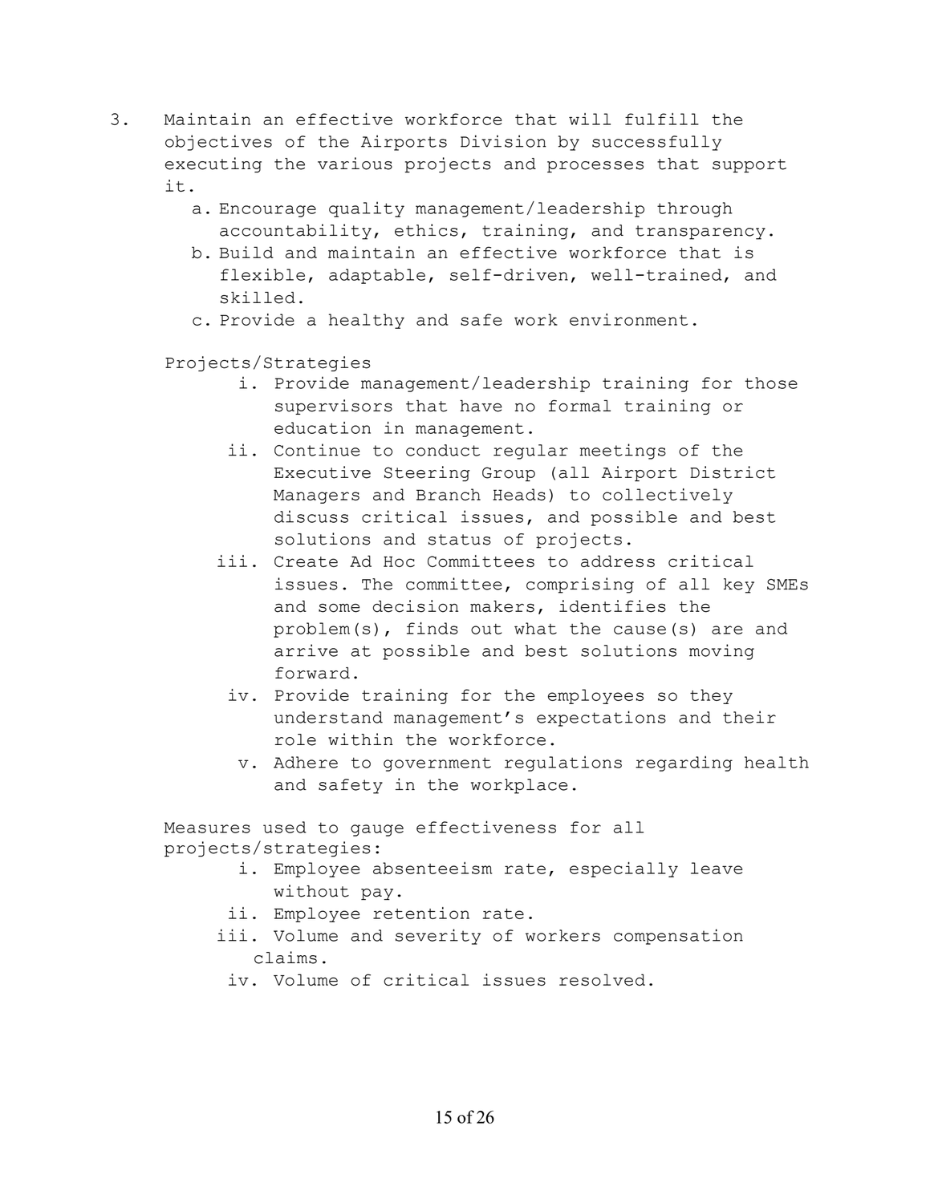3. Maintain an effective workforce that will fulfill the objectives of the Airports Division by successfully executing the various projects and processes that support it.
   a. Encourage quality management/leadership through accountability, ethics, training, and transparency.
   b. Build and maintain an effective workforce that is flexible, adaptable, self-driven, well-trained, and skilled.
   c. Provide a healthy and safe work environment.

   Projects/Strategies

   i. Provide management/leadership training for those supervisors that have no formal training or education in management.
   ii. Continue to conduct regular meetings of the Executive Steering Group (all Airport District Managers and Branch Heads) to collectively discuss critical issues, and possible and best solutions and status of projects.
   iii. Create Ad Hoc Committees to address critical issues. The committee, comprising of all key SMEs and some decision makers, identifies the problem(s), finds out what the cause(s) are and arrive at possible and best solutions moving forward.
   iv. Provide training for the employees so they understand management's expectations and their role within the workforce.
   v. Adhere to government regulations regarding health and safety in the workplace.

   Measures used to gauge effectiveness for all projects/strategies:

   i. Employee absenteeism rate, especially leave without pay.
   ii. Employee retention rate.
   iii. Volume and severity of workers compensation claims.
   iv. Volume of critical issues resolved.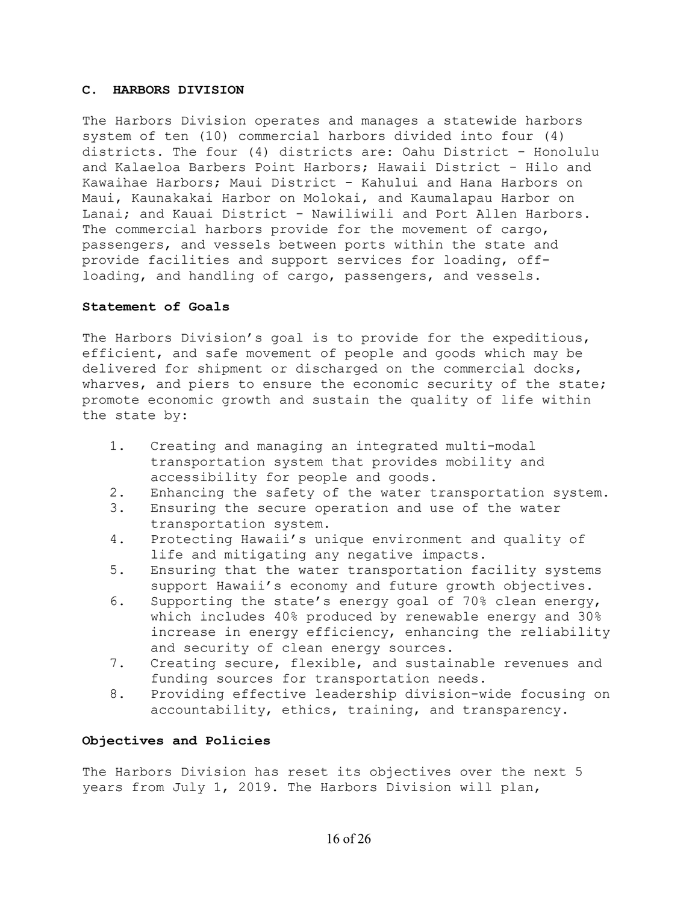### C. HARBORS DIVISION

The Harbors Division operates and manages a statewide harbors system of ten (10) commercial harbors divided into four (4) districts. The four (4) districts are: Oahu District - Honolulu and Kalaeloa Barbers Point Harbors; Hawaii District - Hilo and Kawaihae Harbors; Maui District - Kahului and Hana Harbors on Maui, Kaunakakai Harbor on Molokai, and Kaumalapau Harbor on Lanai; and Kauai District - Nawiliwili and Port Allen Harbors. The commercial harbors provide for the movement of cargo, passengers, and vessels between ports within the state and provide facilities and support services for loading, off-loading, and handling of cargo, passengers, and vessels.

**Statement of Goals**

The Harbors Division's goal is to provide for the expeditious, efficient, and safe movement of people and goods which may be delivered for shipment or discharged on the commercial docks, wharves, and piers to ensure the economic security of the state; promote economic growth and sustain the quality of life within the state by:

1. Creating and managing an integrated multi-modal transportation system that provides mobility and accessibility for people and goods.
2. Enhancing the safety of the water transportation system.
3. Ensuring the secure operation and use of the water transportation system.
4. Protecting Hawaii's unique environment and quality of life and mitigating any negative impacts.
5. Ensuring that the water transportation facility systems support Hawaii's economy and future growth objectives.
6. Supporting the state's energy goal of 70% clean energy, which includes 40% produced by renewable energy and 30% increase in energy efficiency, enhancing the reliability and security of clean energy sources.
7. Creating secure, flexible, and sustainable revenues and funding sources for transportation needs.
8. Providing effective leadership division-wide focusing on accountability, ethics, training, and transparency.

**Objectives and Policies**

The Harbors Division has reset its objectives over the next 5 years from July 1, 2019. The Harbors Division will plan,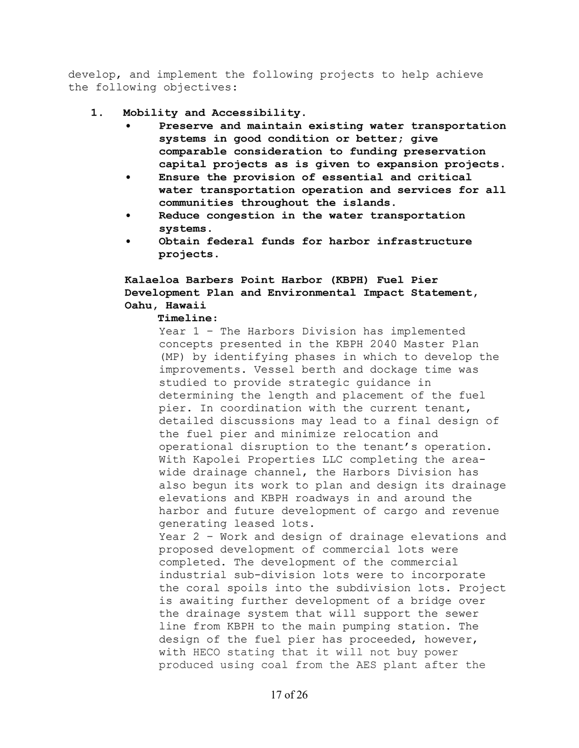develop, and implement the following projects to help achieve the following objectives:

1. **Mobility and Accessibility.**
   - **Preserve and maintain existing water transportation systems in good condition or better; give comparable consideration to funding preservation capital projects as is given to expansion projects.**
   - **Ensure the provision of essential and critical water transportation operation and services for all communities throughout the islands.**
   - **Reduce congestion in the water transportation systems.**
   - **Obtain federal funds for harbor infrastructure projects.**

   **Kalaeloa Barbers Point Harbor (KBPH) Fuel Pier Development Plan and Environmental Impact Statement, Oahu, Hawaii**

   **Timeline:**

   Year 1 – The Harbors Division has implemented concepts presented in the KBPH 2040 Master Plan (MP) by identifying phases in which to develop the improvements. Vessel berth and dockage time was studied to provide strategic guidance in determining the length and placement of the fuel pier. In coordination with the current tenant, detailed discussions may lead to a final design of the fuel pier and minimize relocation and operational disruption to the tenant's operation. With Kapolei Properties LLC completing the area-wide drainage channel, the Harbors Division has also begun its work to plan and design its drainage elevations and KBPH roadways in and around the harbor and future development of cargo and revenue generating leased lots.

   Year 2 – Work and design of drainage elevations and proposed development of commercial lots were completed. The development of the commercial industrial sub-division lots were to incorporate the coral spoils into the subdivision lots. Project is awaiting further development of a bridge over the drainage system that will support the sewer line from KBPH to the main pumping station. The design of the fuel pier has proceeded, however, with HECO stating that it will not buy power produced using coal from the AES plant after the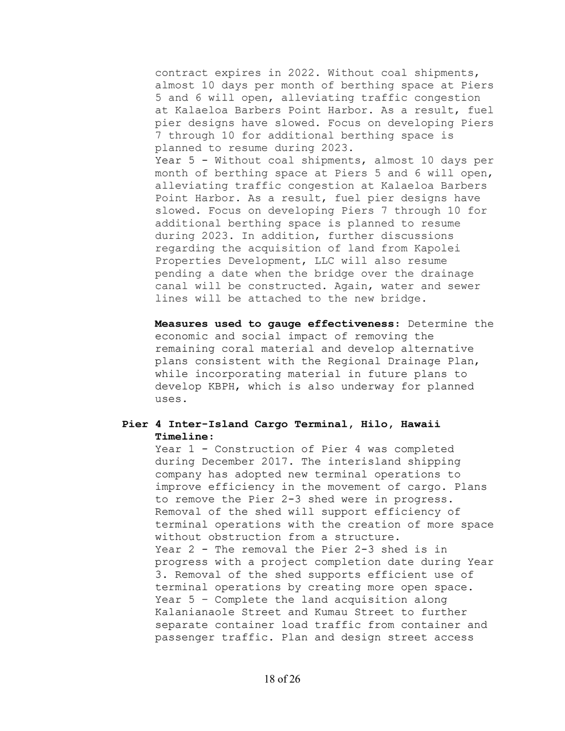contract expires in 2022. Without coal shipments, almost 10 days per month of berthing space at Piers 5 and 6 will open, alleviating traffic congestion at Kalaeloa Barbers Point Harbor. As a result, fuel pier designs have slowed. Focus on developing Piers 7 through 10 for additional berthing space is planned to resume during 2023.
Year 5 - Without coal shipments, almost 10 days per month of berthing space at Piers 5 and 6 will open, alleviating traffic congestion at Kalaeloa Barbers Point Harbor. As a result, fuel pier designs have slowed. Focus on developing Piers 7 through 10 for additional berthing space is planned to resume during 2023. In addition, further discussions regarding the acquisition of land from Kapolei Properties Development, LLC will also resume pending a date when the bridge over the drainage canal will be constructed. Again, water and sewer lines will be attached to the new bridge.

**Measures used to gauge effectiveness:** Determine the economic and social impact of removing the remaining coral material and develop alternative plans consistent with the Regional Drainage Plan, while incorporating material in future plans to develop KBPH, which is also underway for planned uses.

**Pier 4 Inter-Island Cargo Terminal, Hilo, Hawaii**
**Timeline:**
Year 1 - Construction of Pier 4 was completed during December 2017. The interisland shipping company has adopted new terminal operations to improve efficiency in the movement of cargo. Plans to remove the Pier 2-3 shed were in progress. Removal of the shed will support efficiency of terminal operations with the creation of more space without obstruction from a structure.
Year 2 - The removal the Pier 2-3 shed is in progress with a project completion date during Year 3. Removal of the shed supports efficient use of terminal operations by creating more open space.
Year 5 – Complete the land acquisition along Kalanianaole Street and Kumau Street to further separate container load traffic from container and passenger traffic. Plan and design street access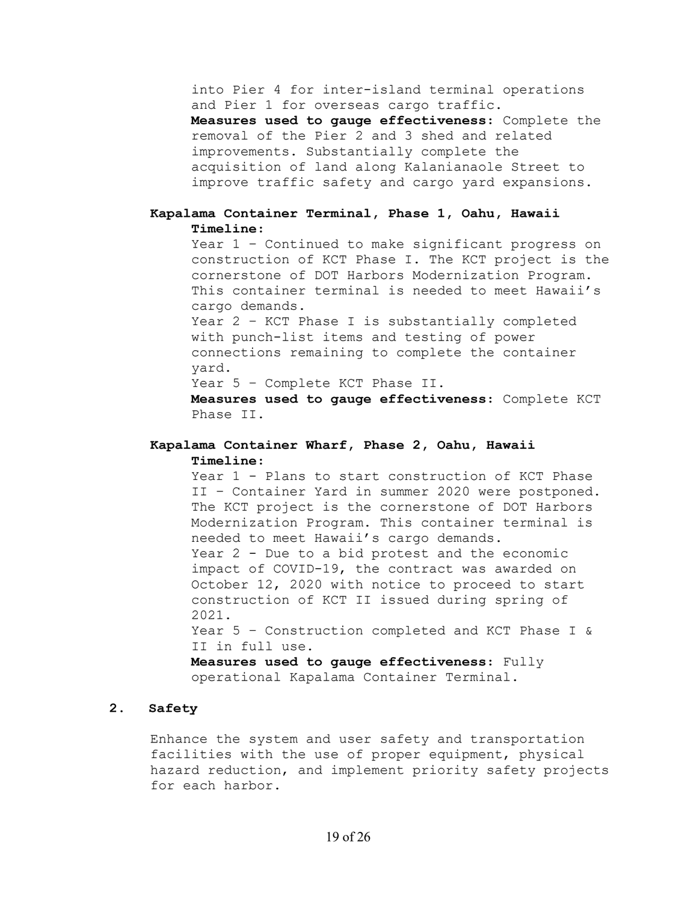into Pier 4 for inter-island terminal operations and Pier 1 for overseas cargo traffic.

**Measures used to gauge effectiveness:** Complete the removal of the Pier 2 and 3 shed and related improvements. Substantially complete the acquisition of land along Kalanianaole Street to improve traffic safety and cargo yard expansions.

**Kapalama Container Terminal, Phase 1, Oahu, Hawaii**

**Timeline:**

Year 1 – Continued to make significant progress on construction of KCT Phase I. The KCT project is the cornerstone of DOT Harbors Modernization Program. This container terminal is needed to meet Hawaii's cargo demands.

Year 2 – KCT Phase I is substantially completed with punch-list items and testing of power connections remaining to complete the container yard.

Year 5 – Complete KCT Phase II.

**Measures used to gauge effectiveness:** Complete KCT Phase II.

**Kapalama Container Wharf, Phase 2, Oahu, Hawaii**

**Timeline:**

Year 1 - Plans to start construction of KCT Phase II – Container Yard in summer 2020 were postponed. The KCT project is the cornerstone of DOT Harbors Modernization Program. This container terminal is needed to meet Hawaii's cargo demands.

Year 2 - Due to a bid protest and the economic impact of COVID-19, the contract was awarded on October 12, 2020 with notice to proceed to start construction of KCT II issued during spring of 2021.

Year 5 – Construction completed and KCT Phase I & II in full use.

**Measures used to gauge effectiveness:** Fully operational Kapalama Container Terminal.

## 2. Safety

Enhance the system and user safety and transportation facilities with the use of proper equipment, physical hazard reduction, and implement priority safety projects for each harbor.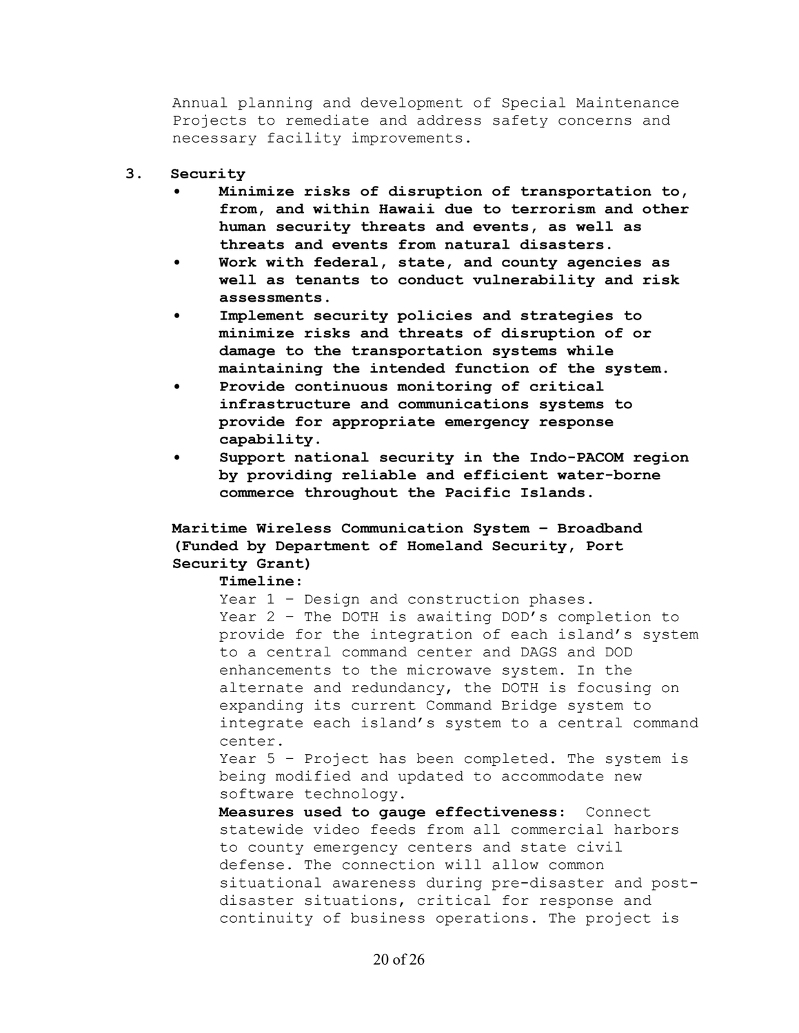Annual planning and development of Special Maintenance Projects to remediate and address safety concerns and necessary facility improvements.

3. **Security**
   - **Minimize risks of disruption of transportation to, from, and within Hawaii due to terrorism and other human security threats and events, as well as threats and events from natural disasters.**
   - **Work with federal, state, and county agencies as well as tenants to conduct vulnerability and risk assessments.**
   - **Implement security policies and strategies to minimize risks and threats of disruption of or damage to the transportation systems while maintaining the intended function of the system.**
   - **Provide continuous monitoring of critical infrastructure and communications systems to provide for appropriate emergency response capability.**
   - **Support national security in the Indo-PACOM region by providing reliable and efficient water-borne commerce throughout the Pacific Islands.**

   **Maritime Wireless Communication System – Broadband (Funded by Department of Homeland Security, Port Security Grant)**

   **Timeline:**
   Year 1 – Design and construction phases.
   Year 2 – The DOTH is awaiting DOD's completion to provide for the integration of each island's system to a central command center and DAGS and DOD enhancements to the microwave system. In the alternate and redundancy, the DOTH is focusing on expanding its current Command Bridge system to integrate each island's system to a central command center.
   Year 5 – Project has been completed. The system is being modified and updated to accommodate new software technology.

   **Measures used to gauge effectiveness:** Connect statewide video feeds from all commercial harbors to county emergency centers and state civil defense. The connection will allow common situational awareness during pre-disaster and post-disaster situations, critical for response and continuity of business operations. The project is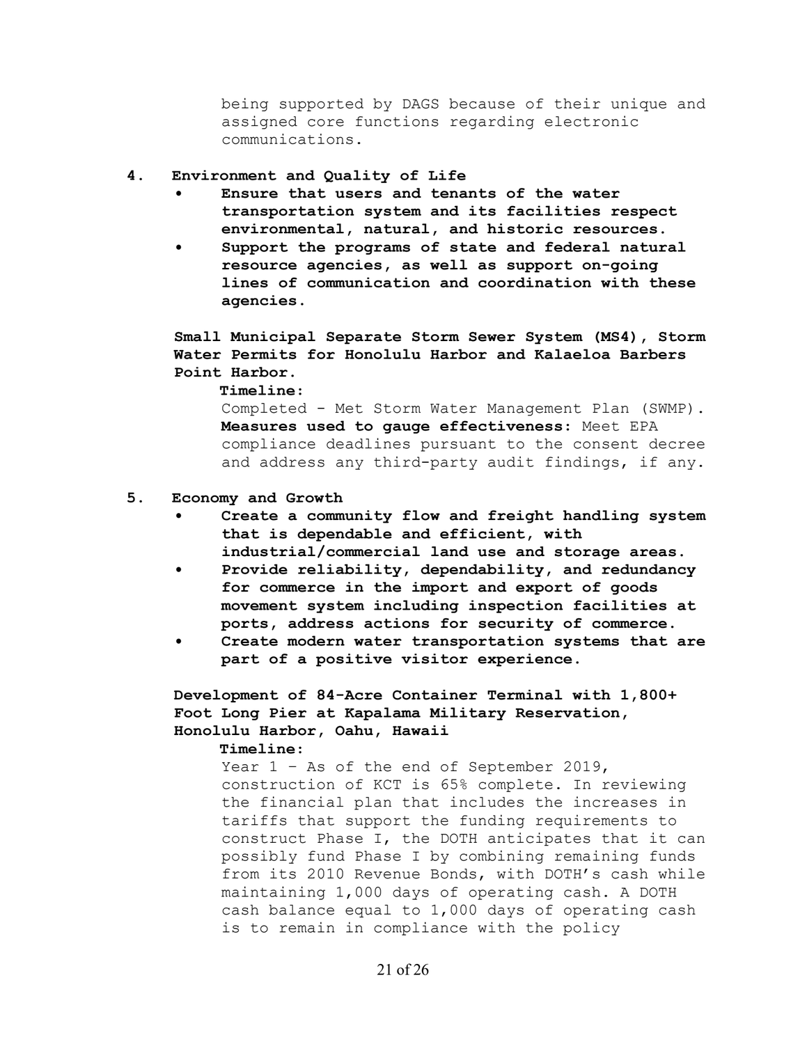being supported by DAGS because of their unique and assigned core functions regarding electronic communications.

4. **Environment and Quality of Life**
   - **Ensure that users and tenants of the water transportation system and its facilities respect environmental, natural, and historic resources.**
   - **Support the programs of state and federal natural resource agencies, as well as support on-going lines of communication and coordination with these agencies.**

   **Small Municipal Separate Storm Sewer System (MS4), Storm Water Permits for Honolulu Harbor and Kalaeloa Barbers Point Harbor.**

   **Timeline:**
   Completed - Met Storm Water Management Plan (SWMP).
   **Measures used to gauge effectiveness:** Meet EPA compliance deadlines pursuant to the consent decree and address any third-party audit findings, if any.

5. **Economy and Growth**
   - **Create a community flow and freight handling system that is dependable and efficient, with industrial/commercial land use and storage areas.**
   - **Provide reliability, dependability, and redundancy for commerce in the import and export of goods movement system including inspection facilities at ports, address actions for security of commerce.**
   - **Create modern water transportation systems that are part of a positive visitor experience.**

   **Development of 84-Acre Container Terminal with 1,800+ Foot Long Pier at Kapalama Military Reservation, Honolulu Harbor, Oahu, Hawaii**

   **Timeline:**
   Year 1 – As of the end of September 2019, construction of KCT is 65% complete. In reviewing the financial plan that includes the increases in tariffs that support the funding requirements to construct Phase I, the DOTH anticipates that it can possibly fund Phase I by combining remaining funds from its 2010 Revenue Bonds, with DOTH's cash while maintaining 1,000 days of operating cash. A DOTH cash balance equal to 1,000 days of operating cash is to remain in compliance with the policy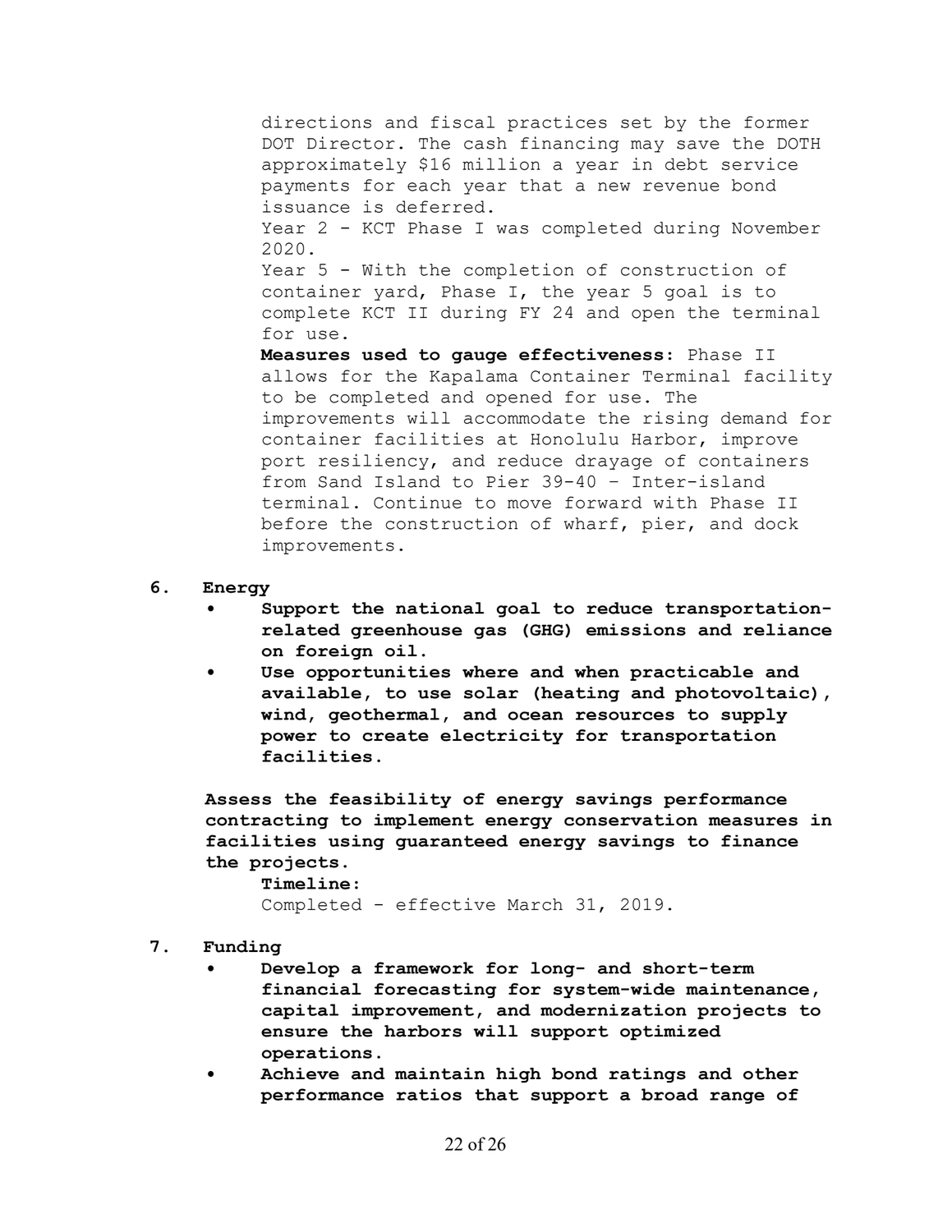directions and fiscal practices set by the former DOT Director. The cash financing may save the DOTH approximately $16 million a year in debt service payments for each year that a new revenue bond issuance is deferred.

Year 2 - KCT Phase I was completed during November 2020.

Year 5 - With the completion of construction of container yard, Phase I, the year 5 goal is to complete KCT II during FY 24 and open the terminal for use.

**Measures used to gauge effectiveness:** Phase II allows for the Kapalama Container Terminal facility to be completed and opened for use. The improvements will accommodate the rising demand for container facilities at Honolulu Harbor, improve port resiliency, and reduce drayage of containers from Sand Island to Pier 39-40 – Inter-island terminal. Continue to move forward with Phase II before the construction of wharf, pier, and dock improvements.

6. **Energy**
   - **Support the national goal to reduce transportation-related greenhouse gas (GHG) emissions and reliance on foreign oil.**
   - **Use opportunities where and when practicable and available, to use solar (heating and photovoltaic), wind, geothermal, and ocean resources to supply power to create electricity for transportation facilities.**

   **Assess the feasibility of energy savings performance contracting to implement energy conservation measures in facilities using guaranteed energy savings to finance the projects.**

   **Timeline:**
   Completed - effective March 31, 2019.

7. **Funding**
   - **Develop a framework for long- and short-term financial forecasting for system-wide maintenance, capital improvement, and modernization projects to ensure the harbors will support optimized operations.**
   - **Achieve and maintain high bond ratings and other performance ratios that support a broad range of**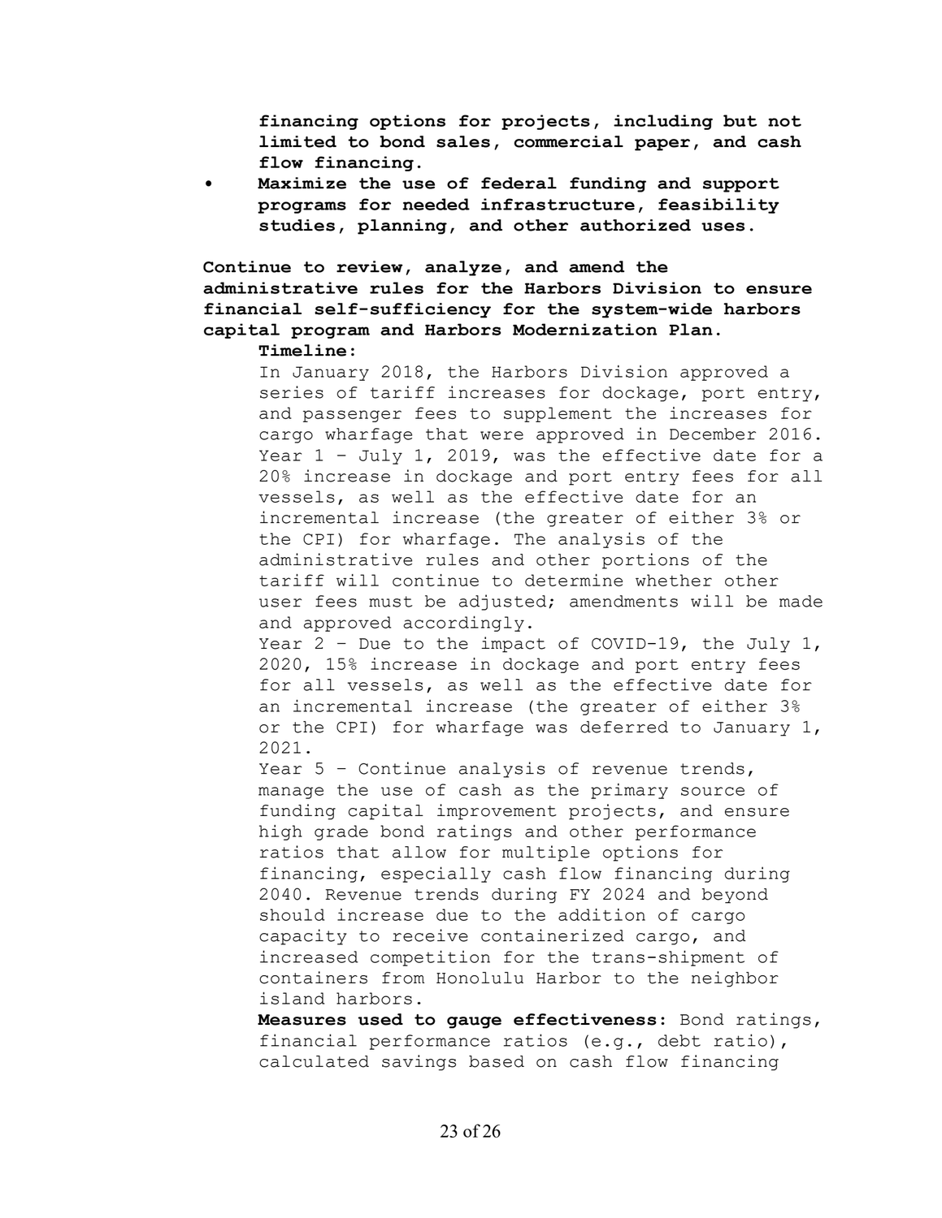**financing options for projects, including but not limited to bond sales, commercial paper, and cash flow financing.**

- **Maximize the use of federal funding and support programs for needed infrastructure, feasibility studies, planning, and other authorized uses.**

**Continue to review, analyze, and amend the administrative rules for the Harbors Division to ensure financial self-sufficiency for the system-wide harbors capital program and Harbors Modernization Plan.**

**Timeline:**

In January 2018, the Harbors Division approved a series of tariff increases for dockage, port entry, and passenger fees to supplement the increases for cargo wharfage that were approved in December 2016.

Year 1 – July 1, 2019, was the effective date for a 20% increase in dockage and port entry fees for all vessels, as well as the effective date for an incremental increase (the greater of either 3% or the CPI) for wharfage. The analysis of the administrative rules and other portions of the tariff will continue to determine whether other user fees must be adjusted; amendments will be made and approved accordingly.

Year 2 – Due to the impact of COVID-19, the July 1, 2020, 15% increase in dockage and port entry fees for all vessels, as well as the effective date for an incremental increase (the greater of either 3% or the CPI) for wharfage was deferred to January 1, 2021.

Year 5 – Continue analysis of revenue trends, manage the use of cash as the primary source of funding capital improvement projects, and ensure high grade bond ratings and other performance ratios that allow for multiple options for financing, especially cash flow financing during 2040. Revenue trends during FY 2024 and beyond should increase due to the addition of cargo capacity to receive containerized cargo, and increased competition for the trans-shipment of containers from Honolulu Harbor to the neighbor island harbors.

**Measures used to gauge effectiveness:** Bond ratings, financial performance ratios (e.g., debt ratio), calculated savings based on cash flow financing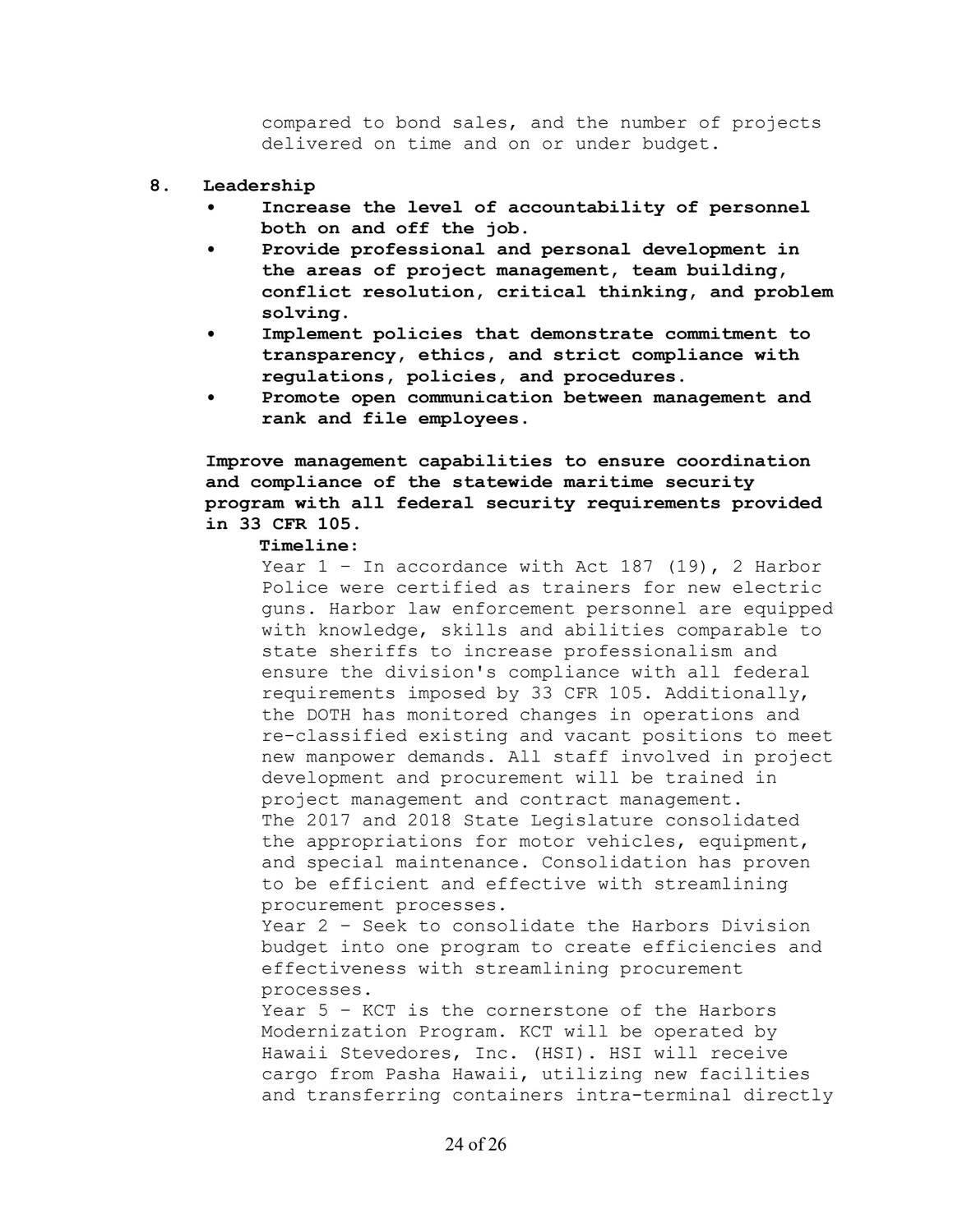compared to bond sales, and the number of projects delivered on time and on or under budget.

8. **Leadership**
   - **Increase the level of accountability of personnel both on and off the job.**
   - **Provide professional and personal development in the areas of project management, team building, conflict resolution, critical thinking, and problem solving.**
   - **Implement policies that demonstrate commitment to transparency, ethics, and strict compliance with regulations, policies, and procedures.**
   - **Promote open communication between management and rank and file employees.**

   **Improve management capabilities to ensure coordination and compliance of the statewide maritime security program with all federal security requirements provided in 33 CFR 105.**

   **Timeline:**

   Year 1 – In accordance with Act 187 (19), 2 Harbor Police were certified as trainers for new electric guns. Harbor law enforcement personnel are equipped with knowledge, skills and abilities comparable to state sheriffs to increase professionalism and ensure the division's compliance with all federal requirements imposed by 33 CFR 105. Additionally, the DOTH has monitored changes in operations and re-classified existing and vacant positions to meet new manpower demands. All staff involved in project development and procurement will be trained in project management and contract management.
   The 2017 and 2018 State Legislature consolidated the appropriations for motor vehicles, equipment, and special maintenance. Consolidation has proven to be efficient and effective with streamlining procurement processes.
   Year 2 – Seek to consolidate the Harbors Division budget into one program to create efficiencies and effectiveness with streamlining procurement processes.
   Year 5 – KCT is the cornerstone of the Harbors Modernization Program. KCT will be operated by Hawaii Stevedores, Inc. (HSI). HSI will receive cargo from Pasha Hawaii, utilizing new facilities and transferring containers intra-terminal directly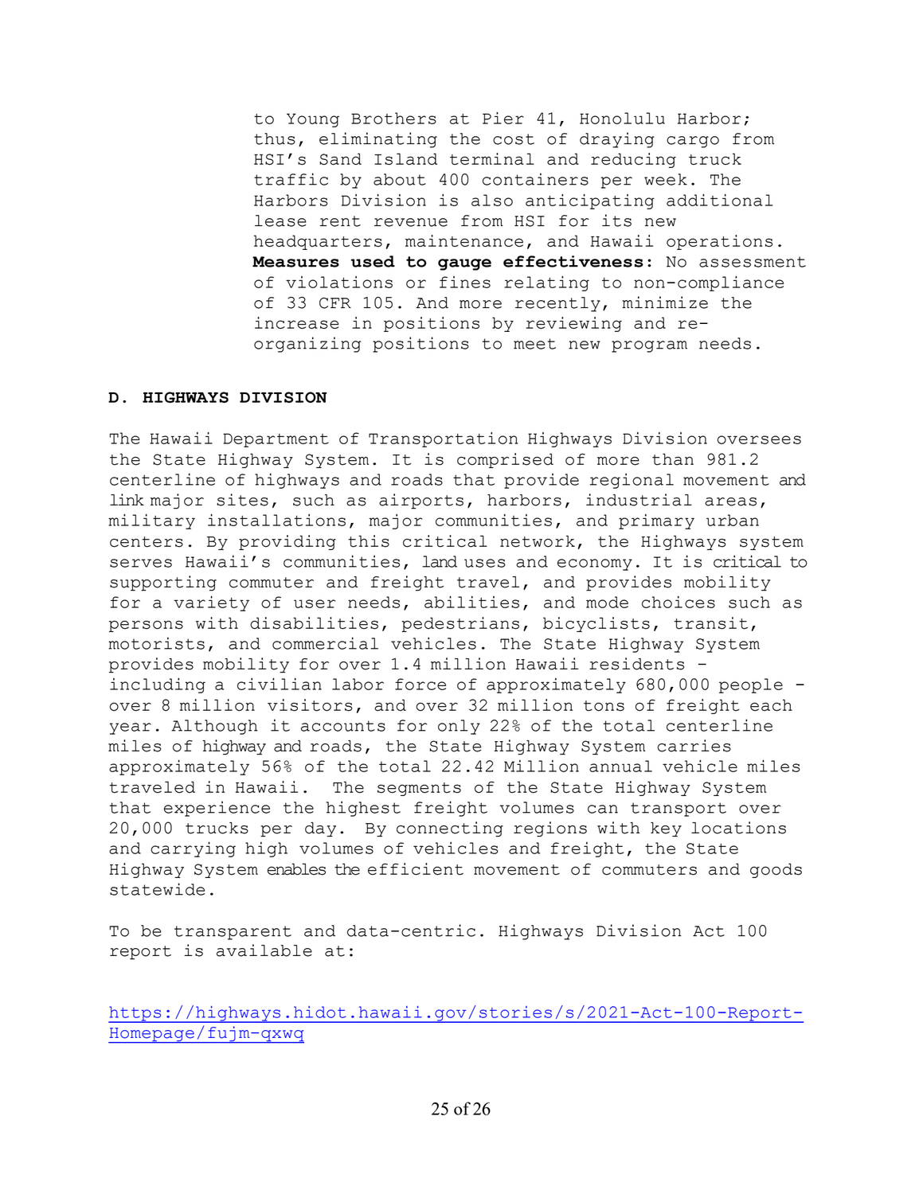to Young Brothers at Pier 41, Honolulu Harbor; thus, eliminating the cost of draying cargo from HSI's Sand Island terminal and reducing truck traffic by about 400 containers per week. The Harbors Division is also anticipating additional lease rent revenue from HSI for its new headquarters, maintenance, and Hawaii operations. **Measures used to gauge effectiveness:** No assessment of violations or fines relating to non-compliance of 33 CFR 105. And more recently, minimize the increase in positions by reviewing and re-organizing positions to meet new program needs.

**D. HIGHWAYS DIVISION**

The Hawaii Department of Transportation Highways Division oversees the State Highway System. It is comprised of more than 981.2 centerline of highways and roads that provide regional movement and link major sites, such as airports, harbors, industrial areas, military installations, major communities, and primary urban centers. By providing this critical network, the Highways system serves Hawaii's communities, land uses and economy. It is critical to supporting commuter and freight travel, and provides mobility for a variety of user needs, abilities, and mode choices such as persons with disabilities, pedestrians, bicyclists, transit, motorists, and commercial vehicles. The State Highway System provides mobility for over 1.4 million Hawaii residents - including a civilian labor force of approximately 680,000 people - over 8 million visitors, and over 32 million tons of freight each year. Although it accounts for only 22% of the total centerline miles of highway and roads, the State Highway System carries approximately 56% of the total 22.42 Million annual vehicle miles traveled in Hawaii. The segments of the State Highway System that experience the highest freight volumes can transport over 20,000 trucks per day. By connecting regions with key locations and carrying high volumes of vehicles and freight, the State Highway System enables the efficient movement of commuters and goods statewide.

To be transparent and data-centric. Highways Division Act 100 report is available at:

https://highways.hidot.hawaii.gov/stories/s/2021-Act-100-Report-Homepage/fujm-qxwq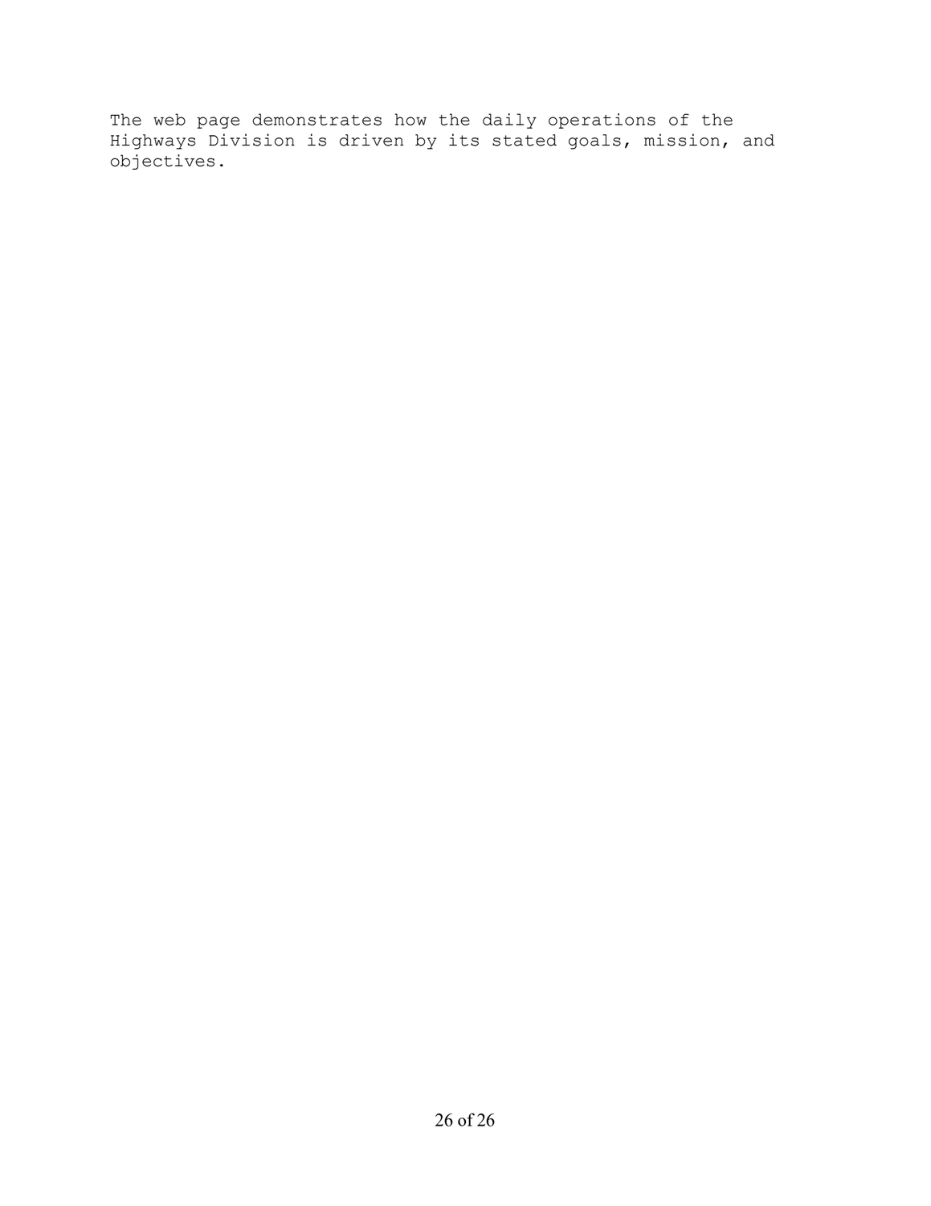The web page demonstrates how the daily operations of the Highways Division is driven by its stated goals, mission, and objectives.